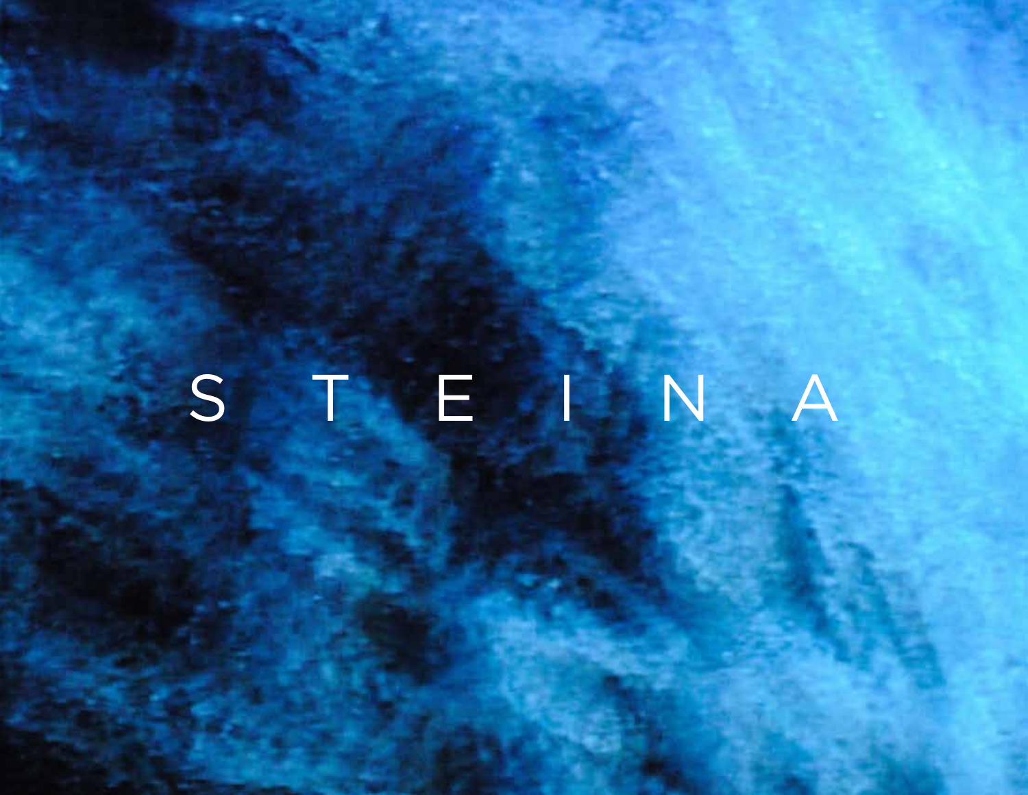# S T E I N A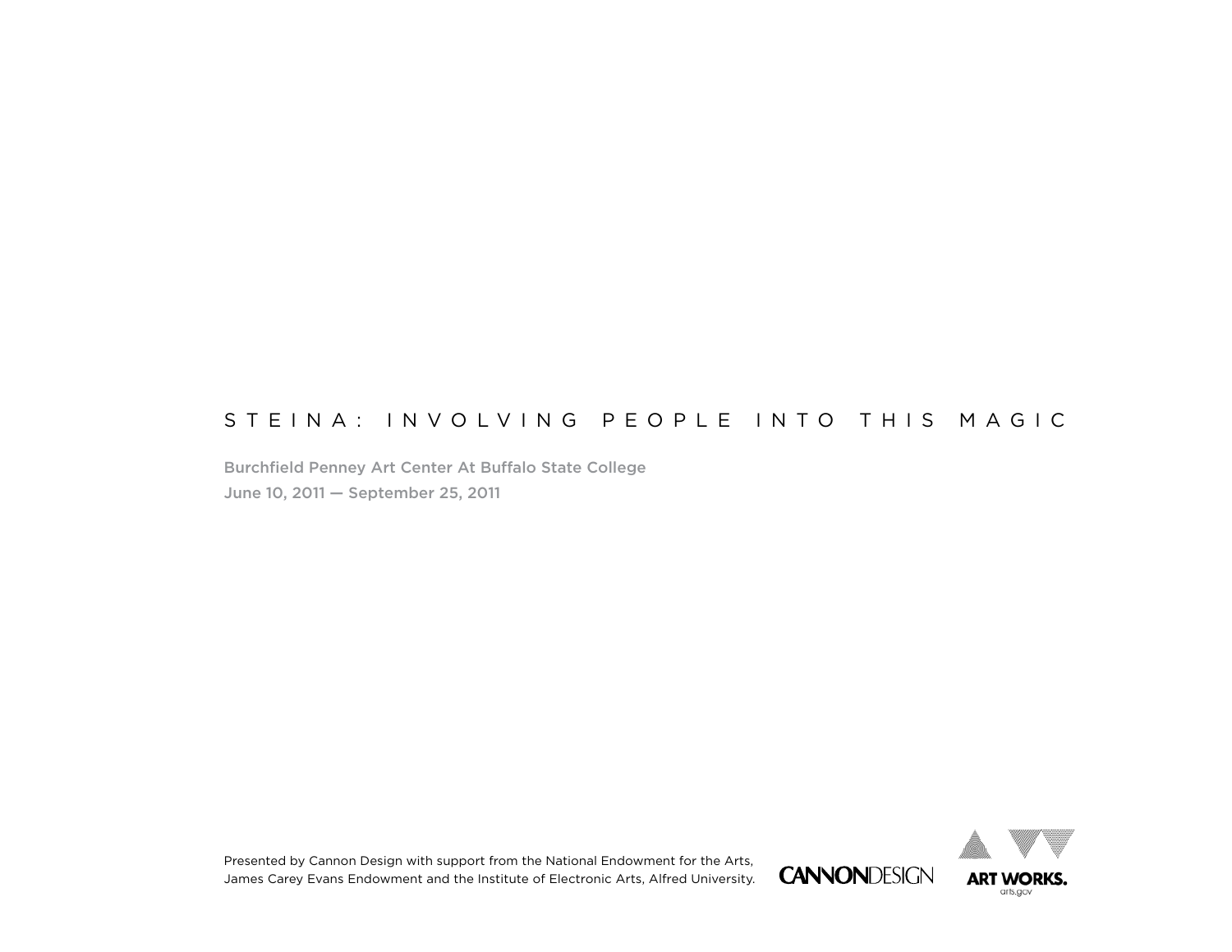# STEINA: INVOLVING PEOPLE INTO THIS MAGIC

Burchfield Penney Art Center At Buffalo State College

June 10, 2011 — September 25, 2011

Presented by Cannon Design with support from the National Endowment for the Arts, James Carey Evans Endowment and the Institute of Electronic Arts, Alfred University.

CANNONDESIGN

ART WORKS.
arts.gov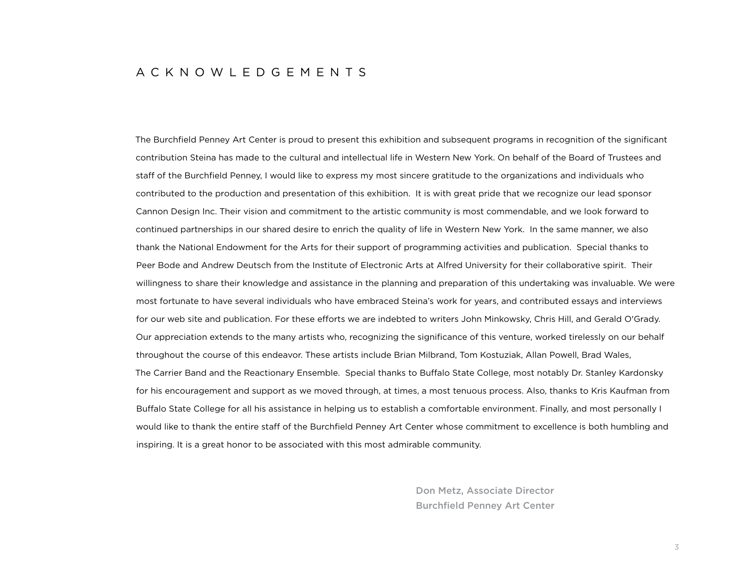# ACKNOWLEDGEMENTS

The Burchfield Penney Art Center is proud to present this exhibition and subsequent programs in recognition of the significant contribution Steina has made to the cultural and intellectual life in Western New York. On behalf of the Board of Trustees and staff of the Burchfield Penney, I would like to express my most sincere gratitude to the organizations and individuals who contributed to the production and presentation of this exhibition. It is with great pride that we recognize our lead sponsor Cannon Design Inc. Their vision and commitment to the artistic community is most commendable, and we look forward to continued partnerships in our shared desire to enrich the quality of life in Western New York. In the same manner, we also thank the National Endowment for the Arts for their support of programming activities and publication. Special thanks to Peer Bode and Andrew Deutsch from the Institute of Electronic Arts at Alfred University for their collaborative spirit. Their willingness to share their knowledge and assistance in the planning and preparation of this undertaking was invaluable. We were most fortunate to have several individuals who have embraced Steina's work for years, and contributed essays and interviews for our web site and publication. For these efforts we are indebted to writers John Minkowsky, Chris Hill, and Gerald O'Grady. Our appreciation extends to the many artists who, recognizing the significance of this venture, worked tirelessly on our behalf throughout the course of this endeavor. These artists include Brian Milbrand, Tom Kostuziak, Allan Powell, Brad Wales, The Carrier Band and the Reactionary Ensemble. Special thanks to Buffalo State College, most notably Dr. Stanley Kardonsky for his encouragement and support as we moved through, at times, a most tenuous process. Also, thanks to Kris Kaufman from Buffalo State College for all his assistance in helping us to establish a comfortable environment. Finally, and most personally I would like to thank the entire staff of the Burchfield Penney Art Center whose commitment to excellence is both humbling and inspiring. It is a great honor to be associated with this most admirable community.

**Don Metz, Associate Director**
**Burchfield Penney Art Center**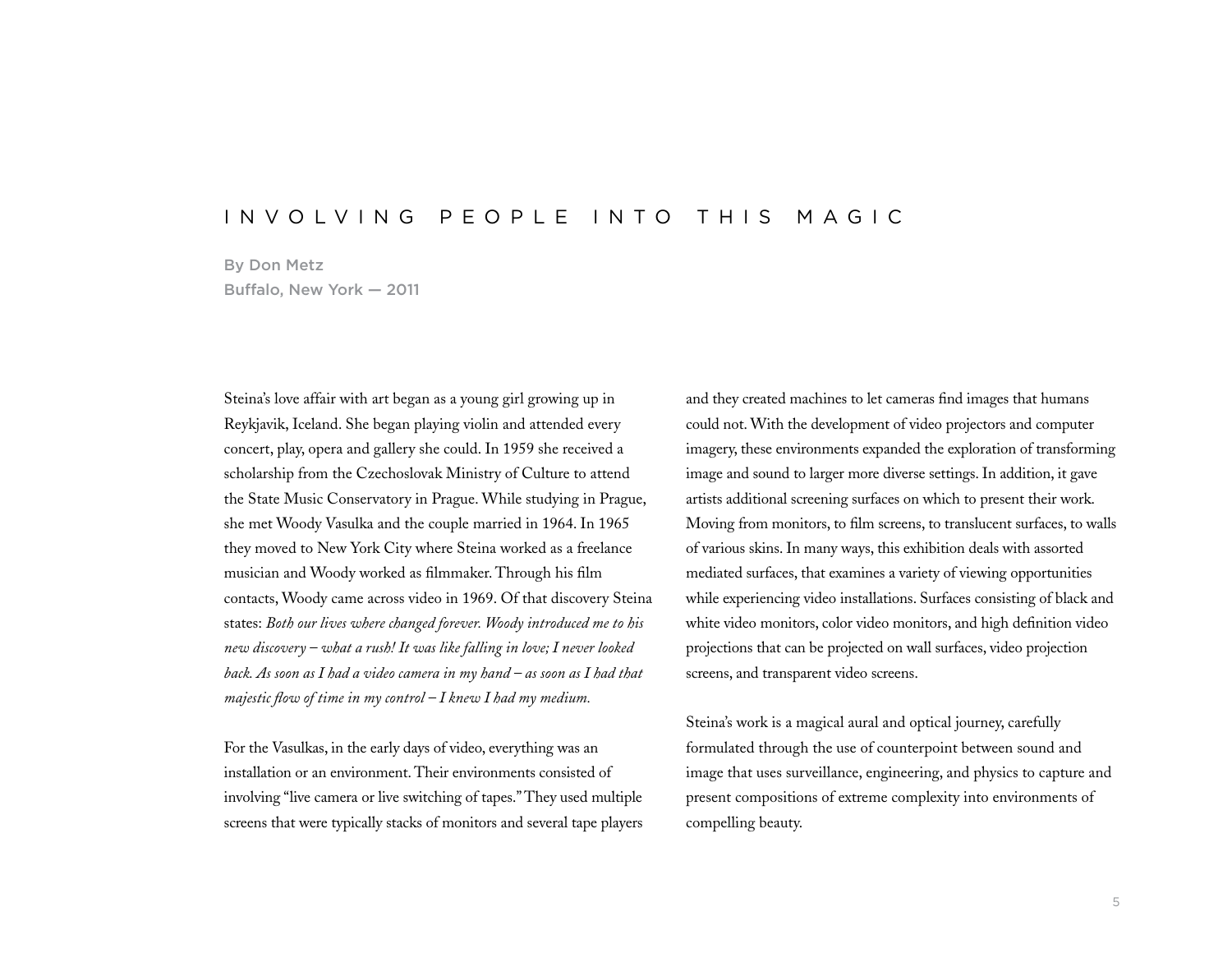# INVOLVING PEOPLE INTO THIS MAGIC

By Don Metz
Buffalo, New York — 2011

Steina's love affair with art began as a young girl growing up in Reykjavik, Iceland. She began playing violin and attended every concert, play, opera and gallery she could. In 1959 she received a scholarship from the Czechoslovak Ministry of Culture to attend the State Music Conservatory in Prague. While studying in Prague, she met Woody Vasulka and the couple married in 1964. In 1965 they moved to New York City where Steina worked as a freelance musician and Woody worked as filmmaker. Through his film contacts, Woody came across video in 1969. Of that discovery Steina states: *Both our lives where changed forever. Woody introduced me to his new discovery – what a rush! It was like falling in love; I never looked back. As soon as I had a video camera in my hand – as soon as I had that majestic flow of time in my control – I knew I had my medium.*

For the Vasulkas, in the early days of video, everything was an installation or an environment. Their environments consisted of involving "live camera or live switching of tapes." They used multiple screens that were typically stacks of monitors and several tape players and they created machines to let cameras find images that humans could not. With the development of video projectors and computer imagery, these environments expanded the exploration of transforming image and sound to larger more diverse settings. In addition, it gave artists additional screening surfaces on which to present their work. Moving from monitors, to film screens, to translucent surfaces, to walls of various skins. In many ways, this exhibition deals with assorted mediated surfaces, that examines a variety of viewing opportunities while experiencing video installations. Surfaces consisting of black and white video monitors, color video monitors, and high definition video projections that can be projected on wall surfaces, video projection screens, and transparent video screens.

Steina's work is a magical aural and optical journey, carefully formulated through the use of counterpoint between sound and image that uses surveillance, engineering, and physics to capture and present compositions of extreme complexity into environments of compelling beauty.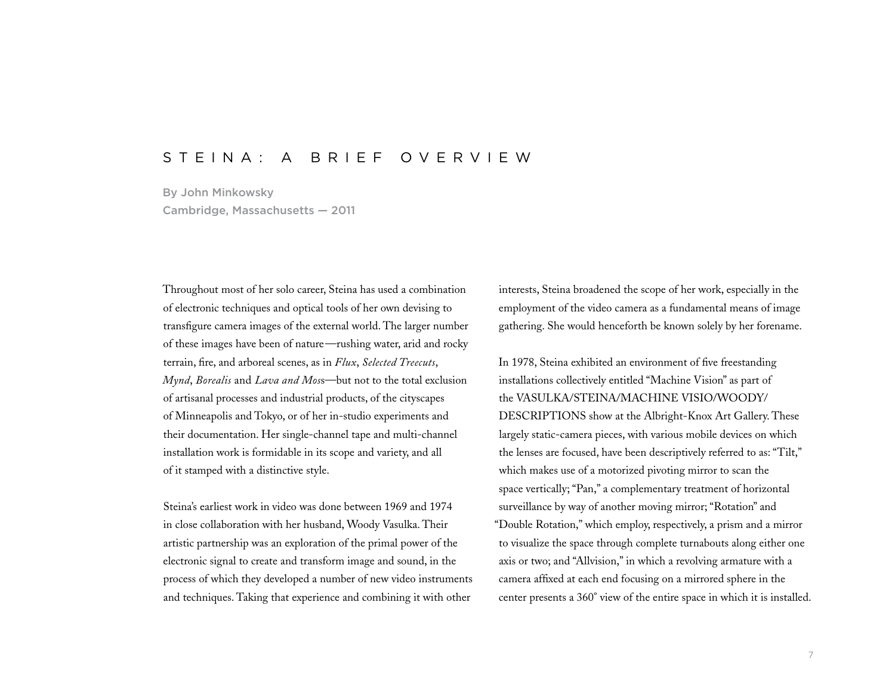# STEINA: A BRIEF OVERVIEW

By John Minkowsky
Cambridge, Massachusetts — 2011

Throughout most of her solo career, Steina has used a combination of electronic techniques and optical tools of her own devising to transfigure camera images of the external world. The larger number of these images have been of nature—rushing water, arid and rocky terrain, fire, and arboreal scenes, as in *Flux*, *Selected Treecuts*, *Mynd*, *Borealis* and *Lava and Moss*—but not to the total exclusion of artisanal processes and industrial products, of the cityscapes of Minneapolis and Tokyo, or of her in-studio experiments and their documentation. Her single-channel tape and multi-channel installation work is formidable in its scope and variety, and all of it stamped with a distinctive style.

Steina's earliest work in video was done between 1969 and 1974 in close collaboration with her husband, Woody Vasulka. Their artistic partnership was an exploration of the primal power of the electronic signal to create and transform image and sound, in the process of which they developed a number of new video instruments and techniques. Taking that experience and combining it with other interests, Steina broadened the scope of her work, especially in the employment of the video camera as a fundamental means of image gathering. She would henceforth be known solely by her forename.

In 1978, Steina exhibited an environment of five freestanding installations collectively entitled "Machine Vision" as part of the VASULKA/STEINA/MACHINE VISIO/WOODY/DESCRIPTIONS show at the Albright-Knox Art Gallery. These largely static-camera pieces, with various mobile devices on which the lenses are focused, have been descriptively referred to as: "Tilt," which makes use of a motorized pivoting mirror to scan the space vertically; "Pan," a complementary treatment of horizontal surveillance by way of another moving mirror; "Rotation" and "Double Rotation," which employ, respectively, a prism and a mirror to visualize the space through complete turnabouts along either one axis or two; and "Allvision," in which a revolving armature with a camera affixed at each end focusing on a mirrored sphere in the center presents a 360° view of the entire space in which it is installed.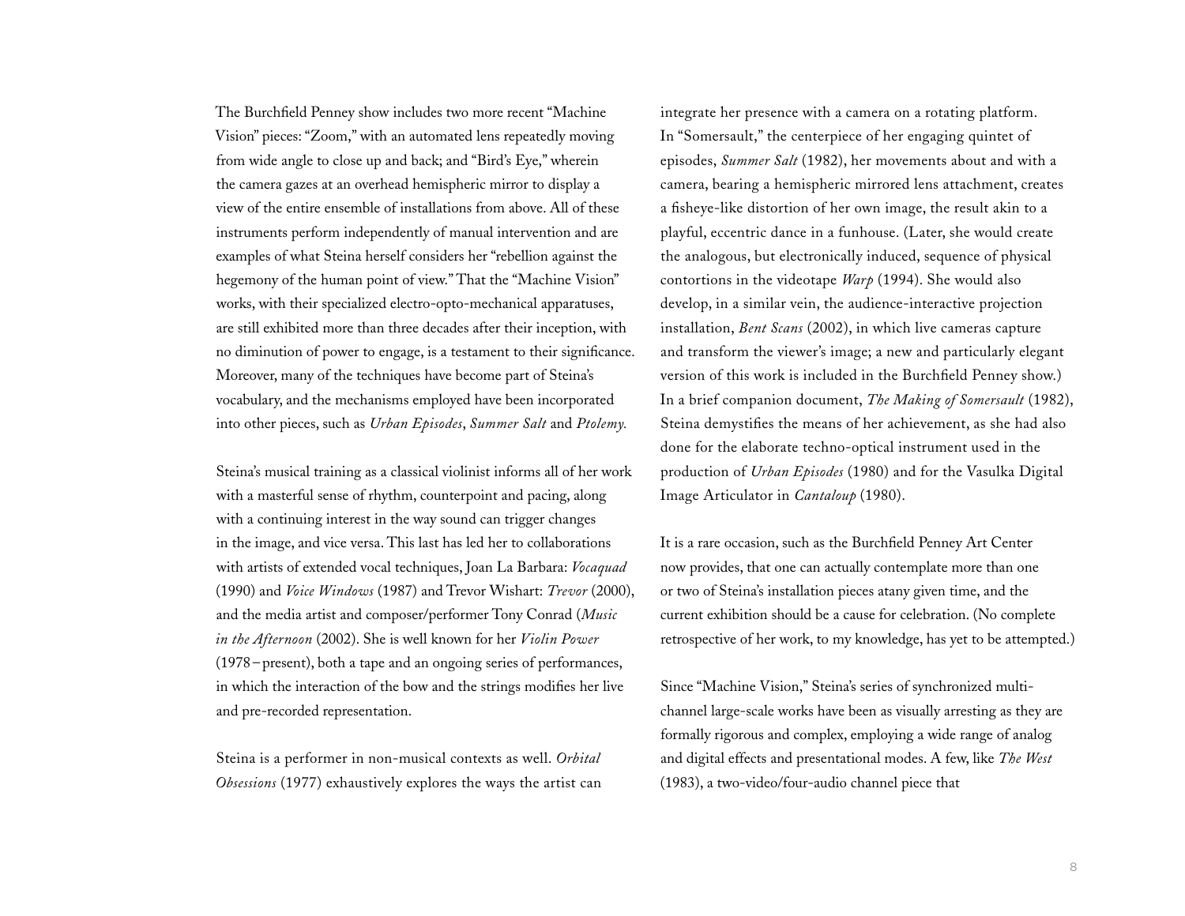The Burchfield Penney show includes two more recent "Machine Vision" pieces: "Zoom," with an automated lens repeatedly moving from wide angle to close up and back; and "Bird's Eye," wherein the camera gazes at an overhead hemispheric mirror to display a view of the entire ensemble of installations from above. All of these instruments perform independently of manual intervention and are examples of what Steina herself considers her "rebellion against the hegemony of the human point of view." That the "Machine Vision" works, with their specialized electro-opto-mechanical apparatuses, are still exhibited more than three decades after their inception, with no diminution of power to engage, is a testament to their significance. Moreover, many of the techniques have become part of Steina's vocabulary, and the mechanisms employed have been incorporated into other pieces, such as *Urban Episodes*, *Summer Salt* and *Ptolemy.*

Steina's musical training as a classical violinist informs all of her work with a masterful sense of rhythm, counterpoint and pacing, along with a continuing interest in the way sound can trigger changes in the image, and vice versa. This last has led her to collaborations with artists of extended vocal techniques, Joan La Barbara: *Vocaquad* (1990) and *Voice Windows* (1987) and Trevor Wishart: *Trevor* (2000), and the media artist and composer/performer Tony Conrad (*Music in the Afternoon* (2002). She is well known for her *Violin Power* (1978–present), both a tape and an ongoing series of performances, in which the interaction of the bow and the strings modifies her live and pre-recorded representation.

Steina is a performer in non-musical contexts as well. *Orbital Obsessions* (1977) exhaustively explores the ways the artist can integrate her presence with a camera on a rotating platform. In "Somersault," the centerpiece of her engaging quintet of episodes, *Summer Salt* (1982), her movements about and with a camera, bearing a hemispheric mirrored lens attachment, creates a fisheye-like distortion of her own image, the result akin to a playful, eccentric dance in a funhouse. (Later, she would create the analogous, but electronically induced, sequence of physical contortions in the videotape *Warp* (1994). She would also develop, in a similar vein, the audience-interactive projection installation, *Bent Scans* (2002), in which live cameras capture and transform the viewer's image; a new and particularly elegant version of this work is included in the Burchfield Penney show.) In a brief companion document, *The Making of Somersault* (1982), Steina demystifies the means of her achievement, as she had also done for the elaborate techno-optical instrument used in the production of *Urban Episodes* (1980) and for the Vasulka Digital Image Articulator in *Cantaloup* (1980).

It is a rare occasion, such as the Burchfield Penney Art Center now provides, that one can actually contemplate more than one or two of Steina's installation pieces atany given time, and the current exhibition should be a cause for celebration. (No complete retrospective of her work, to my knowledge, has yet to be attempted.)

Since "Machine Vision," Steina's series of synchronized multi-channel large-scale works have been as visually arresting as they are formally rigorous and complex, employing a wide range of analog and digital effects and presentational modes. A few, like *The West* (1983), a two-video/four-audio channel piece that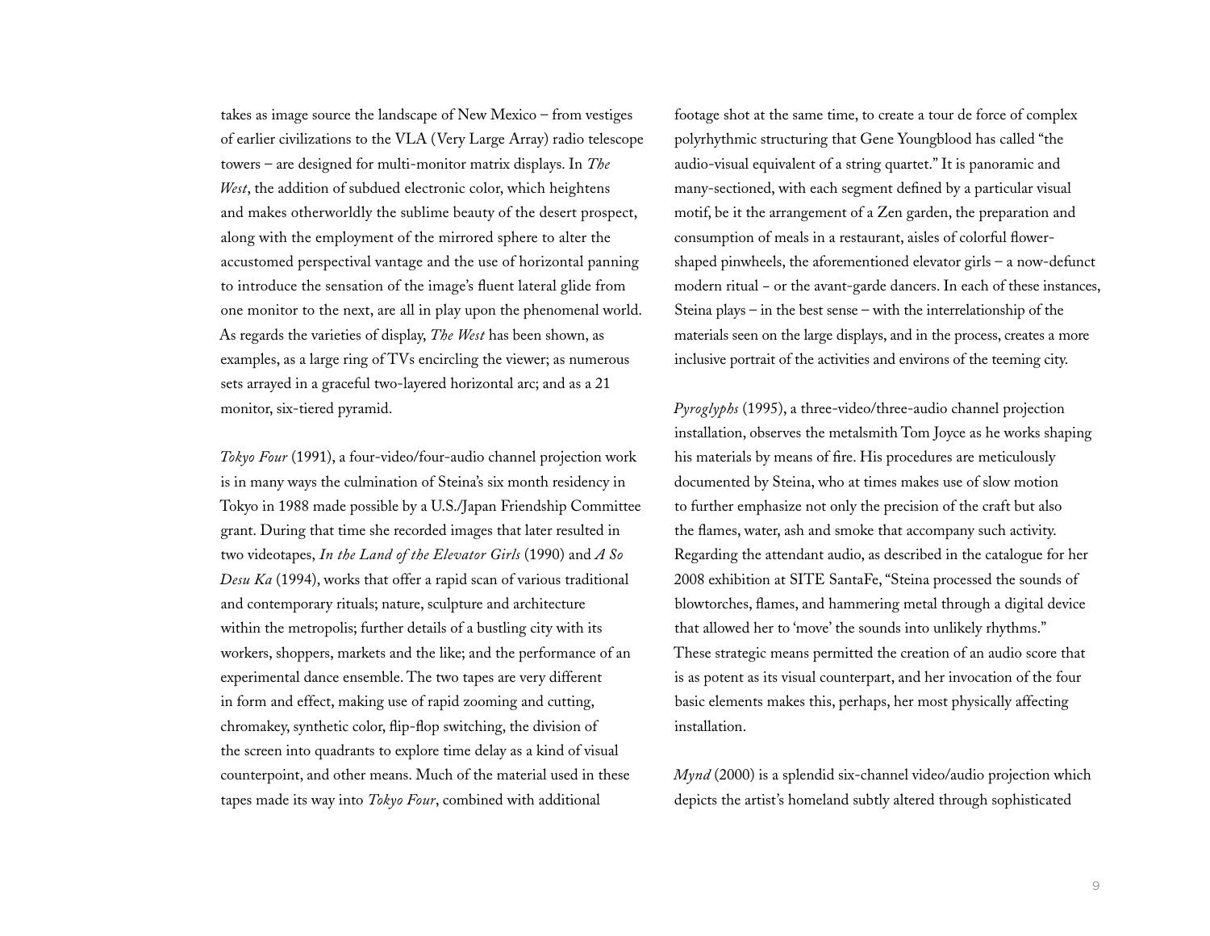takes as image source the landscape of New Mexico – from vestiges of earlier civilizations to the VLA (Very Large Array) radio telescope towers – are designed for multi-monitor matrix displays. In *The West*, the addition of subdued electronic color, which heightens and makes otherworldly the sublime beauty of the desert prospect, along with the employment of the mirrored sphere to alter the accustomed perspectival vantage and the use of horizontal panning to introduce the sensation of the image's fluent lateral glide from one monitor to the next, are all in play upon the phenomenal world. As regards the varieties of display, *The West* has been shown, as examples, as a large ring of TVs encircling the viewer; as numerous sets arrayed in a graceful two-layered horizontal arc; and as a 21 monitor, six-tiered pyramid.

*Tokyo Four* (1991), a four-video/four-audio channel projection work is in many ways the culmination of Steina's six month residency in Tokyo in 1988 made possible by a U.S./Japan Friendship Committee grant. During that time she recorded images that later resulted in two videotapes, *In the Land of the Elevator Girls* (1990) and *A So Desu Ka* (1994), works that offer a rapid scan of various traditional and contemporary rituals; nature, sculpture and architecture within the metropolis; further details of a bustling city with its workers, shoppers, markets and the like; and the performance of an experimental dance ensemble. The two tapes are very different in form and effect, making use of rapid zooming and cutting, chromakey, synthetic color, flip-flop switching, the division of the screen into quadrants to explore time delay as a kind of visual counterpoint, and other means. Much of the material used in these tapes made its way into *Tokyo Four*, combined with additional footage shot at the same time, to create a tour de force of complex polyrhythmic structuring that Gene Youngblood has called "the audio-visual equivalent of a string quartet." It is panoramic and many-sectioned, with each segment defined by a particular visual motif, be it the arrangement of a Zen garden, the preparation and consumption of meals in a restaurant, aisles of colorful flower-shaped pinwheels, the aforementioned elevator girls – a now-defunct modern ritual - or the avant-garde dancers. In each of these instances, Steina plays – in the best sense – with the interrelationship of the materials seen on the large displays, and in the process, creates a more inclusive portrait of the activities and environs of the teeming city.

*Pyroglyphs* (1995), a three-video/three-audio channel projection installation, observes the metalsmith Tom Joyce as he works shaping his materials by means of fire. His procedures are meticulously documented by Steina, who at times makes use of slow motion to further emphasize not only the precision of the craft but also the flames, water, ash and smoke that accompany such activity. Regarding the attendant audio, as described in the catalogue for her 2008 exhibition at SITE SantaFe, "Steina processed the sounds of blowtorches, flames, and hammering metal through a digital device that allowed her to 'move' the sounds into unlikely rhythms." These strategic means permitted the creation of an audio score that is as potent as its visual counterpart, and her invocation of the four basic elements makes this, perhaps, her most physically affecting installation.

*Mynd* (2000) is a splendid six-channel video/audio projection which depicts the artist's homeland subtly altered through sophisticated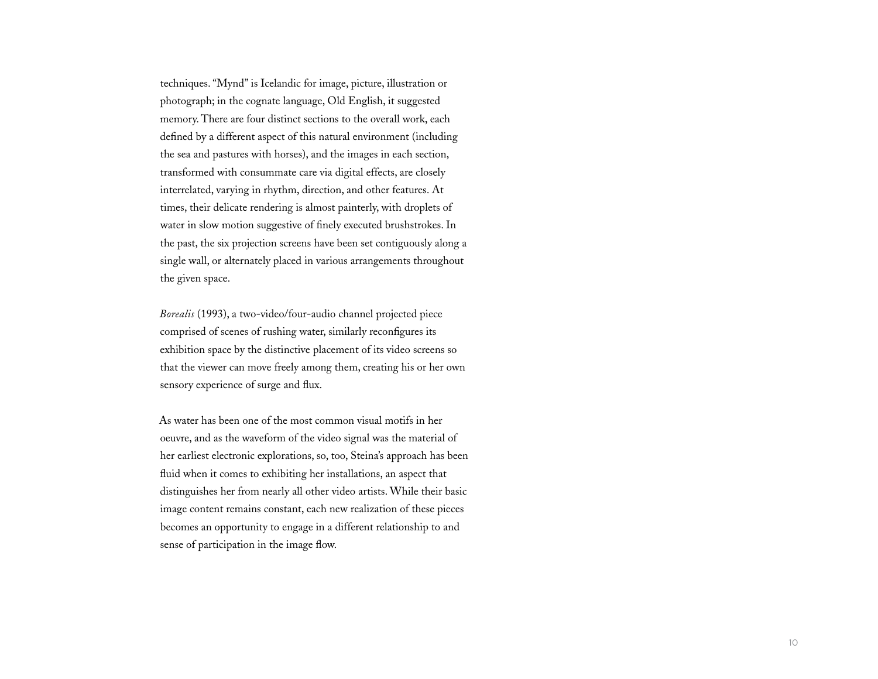techniques. "Mynd" is Icelandic for image, picture, illustration or photograph; in the cognate language, Old English, it suggested memory. There are four distinct sections to the overall work, each defined by a different aspect of this natural environment (including the sea and pastures with horses), and the images in each section, transformed with consummate care via digital effects, are closely interrelated, varying in rhythm, direction, and other features. At times, their delicate rendering is almost painterly, with droplets of water in slow motion suggestive of finely executed brushstrokes. In the past, the six projection screens have been set contiguously along a single wall, or alternately placed in various arrangements throughout the given space.

*Borealis* (1993), a two-video/four-audio channel projected piece comprised of scenes of rushing water, similarly reconfigures its exhibition space by the distinctive placement of its video screens so that the viewer can move freely among them, creating his or her own sensory experience of surge and flux.

As water has been one of the most common visual motifs in her oeuvre, and as the waveform of the video signal was the material of her earliest electronic explorations, so, too, Steina's approach has been fluid when it comes to exhibiting her installations, an aspect that distinguishes her from nearly all other video artists. While their basic image content remains constant, each new realization of these pieces becomes an opportunity to engage in a different relationship to and sense of participation in the image flow.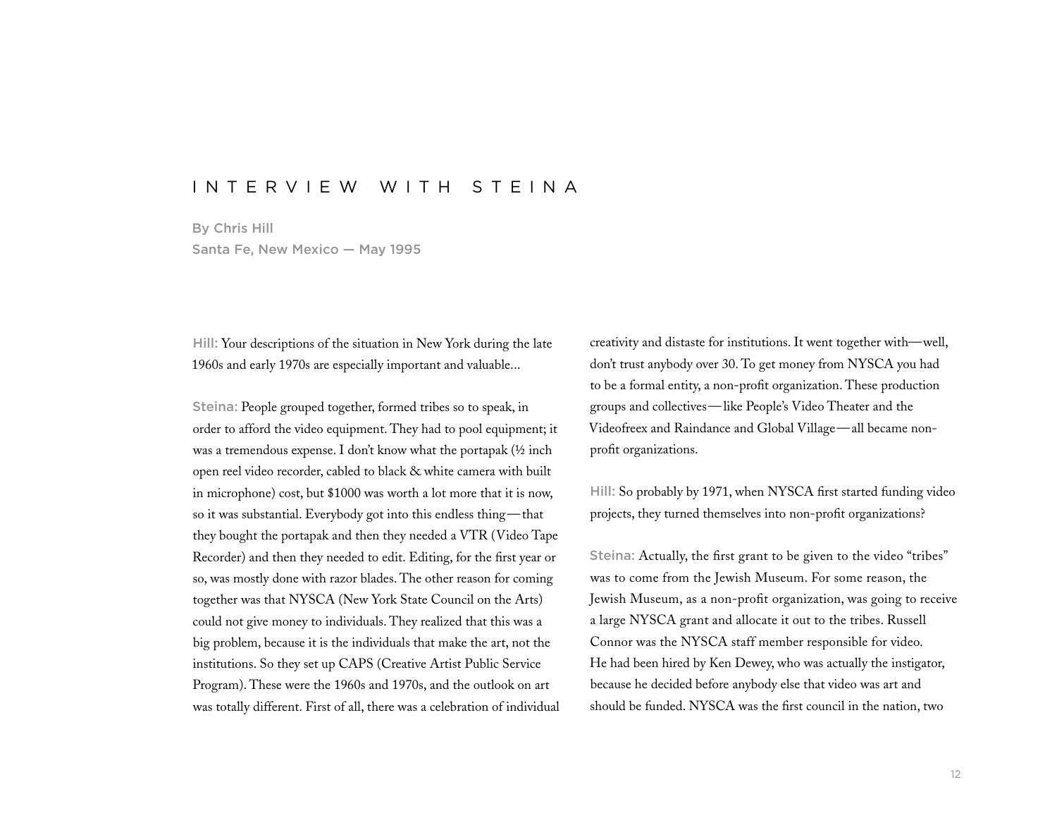# INTERVIEW WITH STEINA

By Chris Hill
Santa Fe, New Mexico — May 1995

**Hill:** Your descriptions of the situation in New York during the late 1960s and early 1970s are especially important and valuable...

**Steina:** People grouped together, formed tribes so to speak, in order to afford the video equipment. They had to pool equipment; it was a tremendous expense. I don't know what the portapak (½ inch open reel video recorder, cabled to black & white camera with built in microphone) cost, but $1000 was worth a lot more that it is now, so it was substantial. Everybody got into this endless thing—that they bought the portapak and then they needed a VTR (Video Tape Recorder) and then they needed to edit. Editing, for the first year or so, was mostly done with razor blades. The other reason for coming together was that NYSCA (New York State Council on the Arts) could not give money to individuals. They realized that this was a big problem, because it is the individuals that make the art, not the institutions. So they set up CAPS (Creative Artist Public Service Program). These were the 1960s and 1970s, and the outlook on art was totally different. First of all, there was a celebration of individual creativity and distaste for institutions. It went together with—well, don't trust anybody over 30. To get money from NYSCA you had to be a formal entity, a non-profit organization. These production groups and collectives—like People's Video Theater and the Videofreex and Raindance and Global Village—all became non-profit organizations.

**Hill:** So probably by 1971, when NYSCA first started funding video projects, they turned themselves into non-profit organizations?

**Steina:** Actually, the first grant to be given to the video "tribes" was to come from the Jewish Museum. For some reason, the Jewish Museum, as a non-profit organization, was going to receive a large NYSCA grant and allocate it out to the tribes. Russell Connor was the NYSCA staff member responsible for video. He had been hired by Ken Dewey, who was actually the instigator, because he decided before anybody else that video was art and should be funded. NYSCA was the first council in the nation, two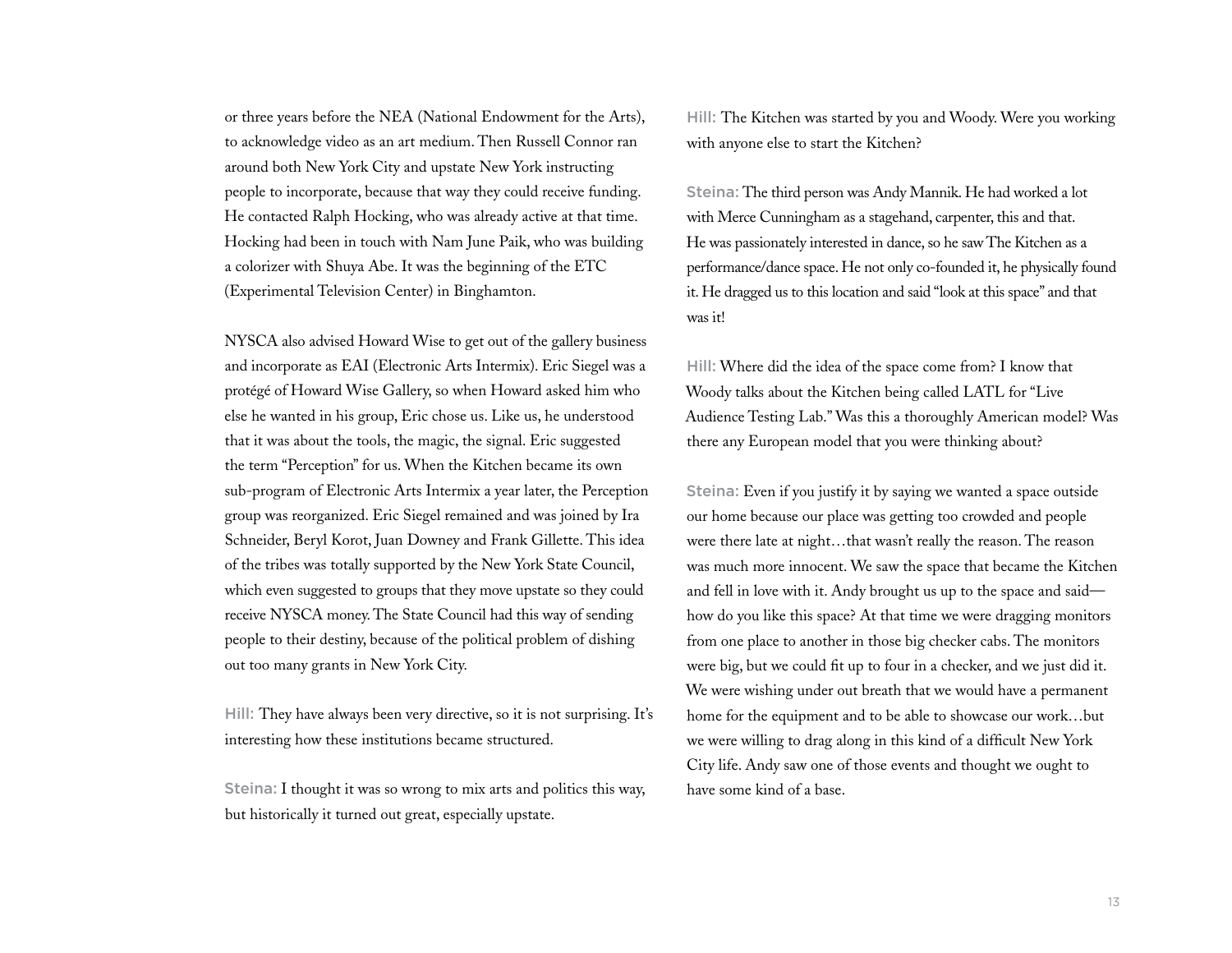or three years before the NEA (National Endowment for the Arts), to acknowledge video as an art medium. Then Russell Connor ran around both New York City and upstate New York instructing people to incorporate, because that way they could receive funding. He contacted Ralph Hocking, who was already active at that time. Hocking had been in touch with Nam June Paik, who was building a colorizer with Shuya Abe. It was the beginning of the ETC (Experimental Television Center) in Binghamton.

NYSCA also advised Howard Wise to get out of the gallery business and incorporate as EAI (Electronic Arts Intermix). Eric Siegel was a protégé of Howard Wise Gallery, so when Howard asked him who else he wanted in his group, Eric chose us. Like us, he understood that it was about the tools, the magic, the signal. Eric suggested the term "Perception" for us. When the Kitchen became its own sub-program of Electronic Arts Intermix a year later, the Perception group was reorganized. Eric Siegel remained and was joined by Ira Schneider, Beryl Korot, Juan Downey and Frank Gillette. This idea of the tribes was totally supported by the New York State Council, which even suggested to groups that they move upstate so they could receive NYSCA money. The State Council had this way of sending people to their destiny, because of the political problem of dishing out too many grants in New York City.

Hill: They have always been very directive, so it is not surprising. It's interesting how these institutions became structured.

Steina: I thought it was so wrong to mix arts and politics this way, but historically it turned out great, especially upstate.

Hill: The Kitchen was started by you and Woody. Were you working with anyone else to start the Kitchen?

Steina: The third person was Andy Mannik. He had worked a lot with Merce Cunningham as a stagehand, carpenter, this and that. He was passionately interested in dance, so he saw The Kitchen as a performance/dance space. He not only co-founded it, he physically found it. He dragged us to this location and said "look at this space" and that was it!

Hill: Where did the idea of the space come from? I know that Woody talks about the Kitchen being called LATL for "Live Audience Testing Lab." Was this a thoroughly American model? Was there any European model that you were thinking about?

Steina: Even if you justify it by saying we wanted a space outside our home because our place was getting too crowded and people were there late at night…that wasn't really the reason. The reason was much more innocent. We saw the space that became the Kitchen and fell in love with it. Andy brought us up to the space and said—how do you like this space? At that time we were dragging monitors from one place to another in those big checker cabs. The monitors were big, but we could fit up to four in a checker, and we just did it. We were wishing under out breath that we would have a permanent home for the equipment and to be able to showcase our work…but we were willing to drag along in this kind of a difficult New York City life. Andy saw one of those events and thought we ought to have some kind of a base.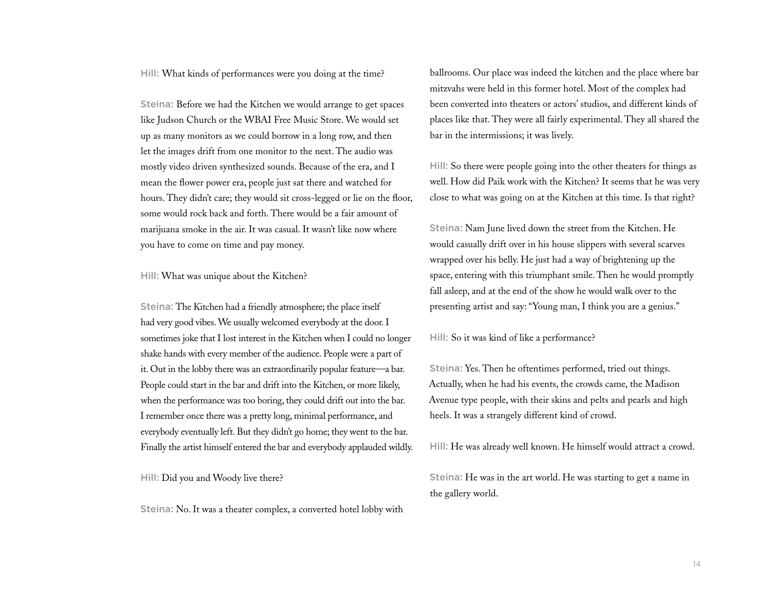Hill: What kinds of performances were you doing at the time?

Steina: Before we had the Kitchen we would arrange to get spaces like Judson Church or the WBAI Free Music Store. We would set up as many monitors as we could borrow in a long row, and then let the images drift from one monitor to the next. The audio was mostly video driven synthesized sounds. Because of the era, and I mean the flower power era, people just sat there and watched for hours. They didn't care; they would sit cross-legged or lie on the floor, some would rock back and forth. There would be a fair amount of marijuana smoke in the air. It was casual. It wasn't like now where you have to come on time and pay money.

Hill: What was unique about the Kitchen?

Steina: The Kitchen had a friendly atmosphere; the place itself had very good vibes. We usually welcomed everybody at the door. I sometimes joke that I lost interest in the Kitchen when I could no longer shake hands with every member of the audience. People were a part of it. Out in the lobby there was an extraordinarily popular feature—a bar. People could start in the bar and drift into the Kitchen, or more likely, when the performance was too boring, they could drift out into the bar. I remember once there was a pretty long, minimal performance, and everybody eventually left. But they didn't go home; they went to the bar. Finally the artist himself entered the bar and everybody applauded wildly.

Hill: Did you and Woody live there?

Steina: No. It was a theater complex, a converted hotel lobby with ballrooms. Our place was indeed the kitchen and the place where bar mitzvahs were held in this former hotel. Most of the complex had been converted into theaters or actors' studios, and different kinds of places like that. They were all fairly experimental. They all shared the bar in the intermissions; it was lively.

Hill: So there were people going into the other theaters for things as well. How did Paik work with the Kitchen? It seems that he was very close to what was going on at the Kitchen at this time. Is that right?

Steina: Nam June lived down the street from the Kitchen. He would casually drift over in his house slippers with several scarves wrapped over his belly. He just had a way of brightening up the space, entering with this triumphant smile. Then he would promptly fall asleep, and at the end of the show he would walk over to the presenting artist and say: "Young man, I think you are a genius."

Hill: So it was kind of like a performance?

Steina: Yes. Then he oftentimes performed, tried out things. Actually, when he had his events, the crowds came, the Madison Avenue type people, with their skins and pelts and pearls and high heels. It was a strangely different kind of crowd.

Hill: He was already well known. He himself would attract a crowd.

Steina: He was in the art world. He was starting to get a name in the gallery world.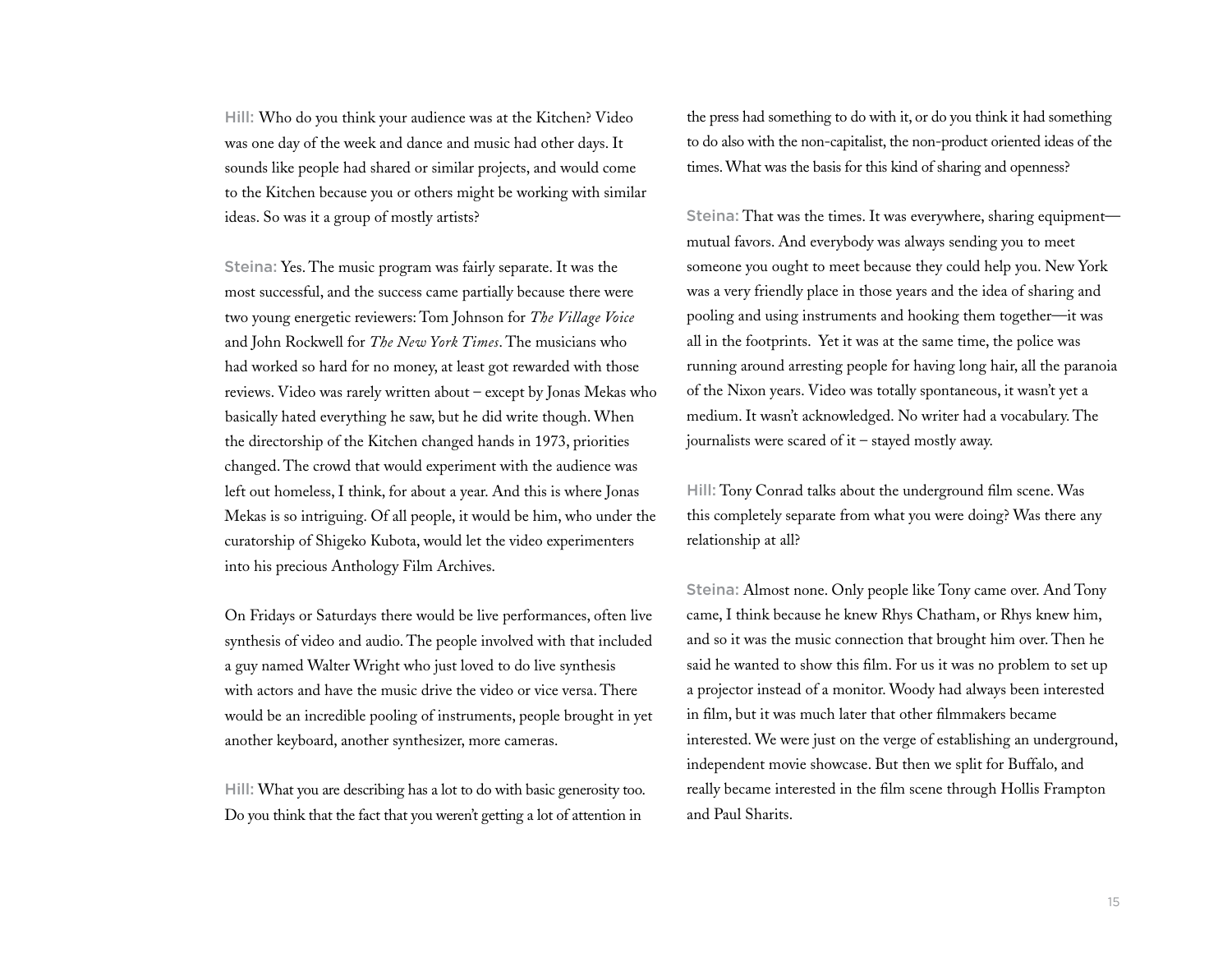**Hill:** Who do you think your audience was at the Kitchen? Video was one day of the week and dance and music had other days. It sounds like people had shared or similar projects, and would come to the Kitchen because you or others might be working with similar ideas. So was it a group of mostly artists?

**Steina:** Yes. The music program was fairly separate. It was the most successful, and the success came partially because there were two young energetic reviewers: Tom Johnson for *The Village Voice* and John Rockwell for *The New York Times*. The musicians who had worked so hard for no money, at least got rewarded with those reviews. Video was rarely written about – except by Jonas Mekas who basically hated everything he saw, but he did write though. When the directorship of the Kitchen changed hands in 1973, priorities changed. The crowd that would experiment with the audience was left out homeless, I think, for about a year. And this is where Jonas Mekas is so intriguing. Of all people, it would be him, who under the curatorship of Shigeko Kubota, would let the video experimenters into his precious Anthology Film Archives.

On Fridays or Saturdays there would be live performances, often live synthesis of video and audio. The people involved with that included a guy named Walter Wright who just loved to do live synthesis with actors and have the music drive the video or vice versa. There would be an incredible pooling of instruments, people brought in yet another keyboard, another synthesizer, more cameras.

**Hill:** What you are describing has a lot to do with basic generosity too. Do you think that the fact that you weren't getting a lot of attention in the press had something to do with it, or do you think it had something to do also with the non-capitalist, the non-product oriented ideas of the times. What was the basis for this kind of sharing and openness?

**Steina:** That was the times. It was everywhere, sharing equipment—mutual favors. And everybody was always sending you to meet someone you ought to meet because they could help you. New York was a very friendly place in those years and the idea of sharing and pooling and using instruments and hooking them together—it was all in the footprints. Yet it was at the same time, the police was running around arresting people for having long hair, all the paranoia of the Nixon years. Video was totally spontaneous, it wasn't yet a medium. It wasn't acknowledged. No writer had a vocabulary. The journalists were scared of it – stayed mostly away.

**Hill:** Tony Conrad talks about the underground film scene. Was this completely separate from what you were doing? Was there any relationship at all?

**Steina:** Almost none. Only people like Tony came over. And Tony came, I think because he knew Rhys Chatham, or Rhys knew him, and so it was the music connection that brought him over. Then he said he wanted to show this film. For us it was no problem to set up a projector instead of a monitor. Woody had always been interested in film, but it was much later that other filmmakers became interested. We were just on the verge of establishing an underground, independent movie showcase. But then we split for Buffalo, and really became interested in the film scene through Hollis Frampton and Paul Sharits.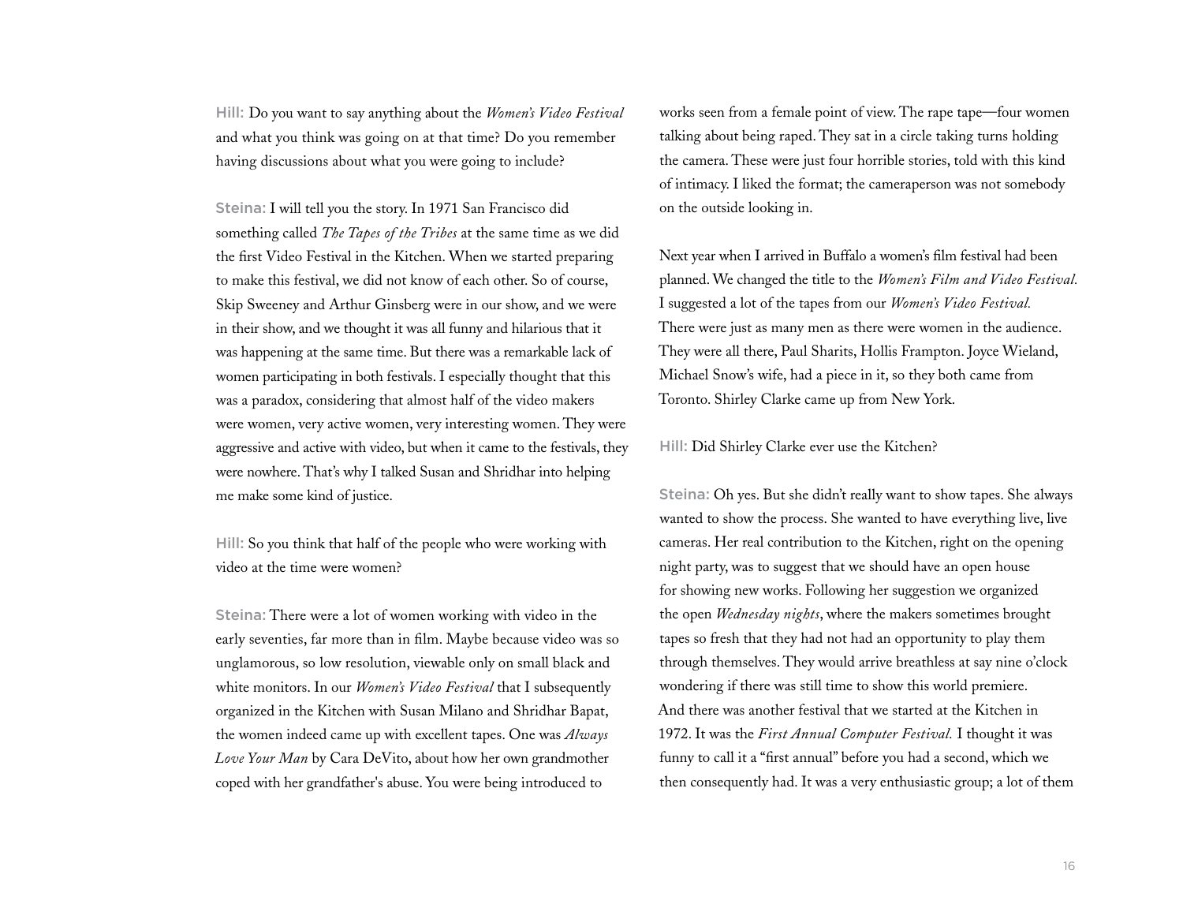**Hill:** Do you want to say anything about the *Women's Video Festival* and what you think was going on at that time? Do you remember having discussions about what you were going to include?

**Steina:** I will tell you the story. In 1971 San Francisco did something called *The Tapes of the Tribes* at the same time as we did the first Video Festival in the Kitchen. When we started preparing to make this festival, we did not know of each other. So of course, Skip Sweeney and Arthur Ginsberg were in our show, and we were in their show, and we thought it was all funny and hilarious that it was happening at the same time. But there was a remarkable lack of women participating in both festivals. I especially thought that this was a paradox, considering that almost half of the video makers were women, very active women, very interesting women. They were aggressive and active with video, but when it came to the festivals, they were nowhere. That's why I talked Susan and Shridhar into helping me make some kind of justice.

**Hill:** So you think that half of the people who were working with video at the time were women?

**Steina:** There were a lot of women working with video in the early seventies, far more than in film. Maybe because video was so unglamorous, so low resolution, viewable only on small black and white monitors. In our *Women's Video Festival* that I subsequently organized in the Kitchen with Susan Milano and Shridhar Bapat, the women indeed came up with excellent tapes. One was *Always Love Your Man* by Cara DeVito, about how her own grandmother coped with her grandfather's abuse. You were being introduced to works seen from a female point of view. The rape tape—four women talking about being raped. They sat in a circle taking turns holding the camera. These were just four horrible stories, told with this kind of intimacy. I liked the format; the cameraperson was not somebody on the outside looking in.

Next year when I arrived in Buffalo a women's film festival had been planned. We changed the title to the *Women's Film and Video Festival.* I suggested a lot of the tapes from our *Women's Video Festival.* There were just as many men as there were women in the audience. They were all there, Paul Sharits, Hollis Frampton. Joyce Wieland, Michael Snow's wife, had a piece in it, so they both came from Toronto. Shirley Clarke came up from New York.

**Hill:** Did Shirley Clarke ever use the Kitchen?

**Steina:** Oh yes. But she didn't really want to show tapes. She always wanted to show the process. She wanted to have everything live, live cameras. Her real contribution to the Kitchen, right on the opening night party, was to suggest that we should have an open house for showing new works. Following her suggestion we organized the open *Wednesday nights*, where the makers sometimes brought tapes so fresh that they had not had an opportunity to play them through themselves. They would arrive breathless at say nine o'clock wondering if there was still time to show this world premiere. And there was another festival that we started at the Kitchen in 1972. It was the *First Annual Computer Festival.* I thought it was funny to call it a "first annual" before you had a second, which we then consequently had. It was a very enthusiastic group; a lot of them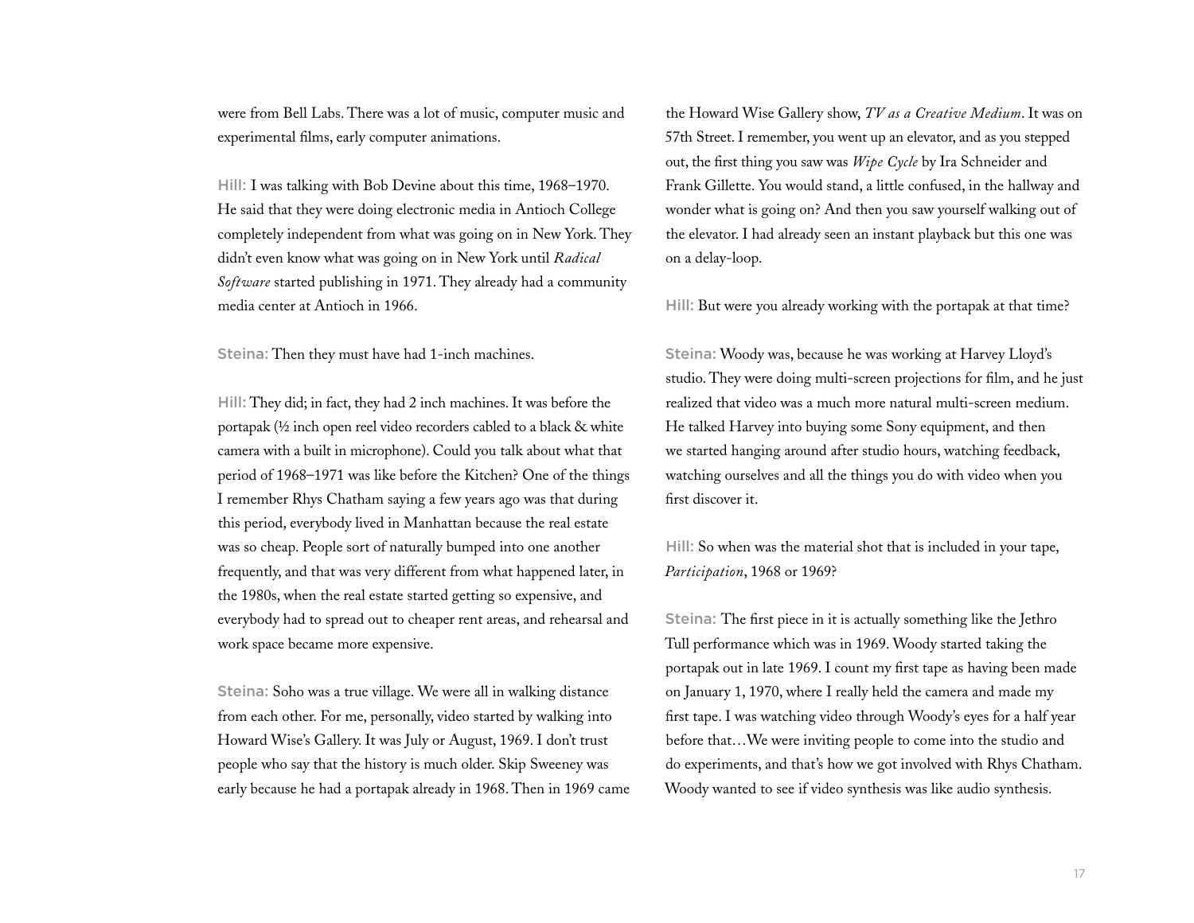were from Bell Labs. There was a lot of music, computer music and experimental films, early computer animations.

**Hill:** I was talking with Bob Devine about this time, 1968–1970. He said that they were doing electronic media in Antioch College completely independent from what was going on in New York. They didn't even know what was going on in New York until *Radical Software* started publishing in 1971. They already had a community media center at Antioch in 1966.

**Steina:** Then they must have had 1-inch machines.

**Hill:** They did; in fact, they had 2 inch machines. It was before the portapak (½ inch open reel video recorders cabled to a black & white camera with a built in microphone). Could you talk about what that period of 1968–1971 was like before the Kitchen? One of the things I remember Rhys Chatham saying a few years ago was that during this period, everybody lived in Manhattan because the real estate was so cheap. People sort of naturally bumped into one another frequently, and that was very different from what happened later, in the 1980s, when the real estate started getting so expensive, and everybody had to spread out to cheaper rent areas, and rehearsal and work space became more expensive.

**Steina:** Soho was a true village. We were all in walking distance from each other. For me, personally, video started by walking into Howard Wise's Gallery. It was July or August, 1969. I don't trust people who say that the history is much older. Skip Sweeney was early because he had a portapak already in 1968. Then in 1969 came the Howard Wise Gallery show, *TV as a Creative Medium*. It was on 57th Street. I remember, you went up an elevator, and as you stepped out, the first thing you saw was *Wipe Cycle* by Ira Schneider and Frank Gillette. You would stand, a little confused, in the hallway and wonder what is going on? And then you saw yourself walking out of the elevator. I had already seen an instant playback but this one was on a delay-loop.

**Hill:** But were you already working with the portapak at that time?

**Steina:** Woody was, because he was working at Harvey Lloyd's studio. They were doing multi-screen projections for film, and he just realized that video was a much more natural multi-screen medium. He talked Harvey into buying some Sony equipment, and then we started hanging around after studio hours, watching feedback, watching ourselves and all the things you do with video when you first discover it.

**Hill:** So when was the material shot that is included in your tape, *Participation*, 1968 or 1969?

**Steina:** The first piece in it is actually something like the Jethro Tull performance which was in 1969. Woody started taking the portapak out in late 1969. I count my first tape as having been made on January 1, 1970, where I really held the camera and made my first tape. I was watching video through Woody's eyes for a half year before that…We were inviting people to come into the studio and do experiments, and that's how we got involved with Rhys Chatham. Woody wanted to see if video synthesis was like audio synthesis.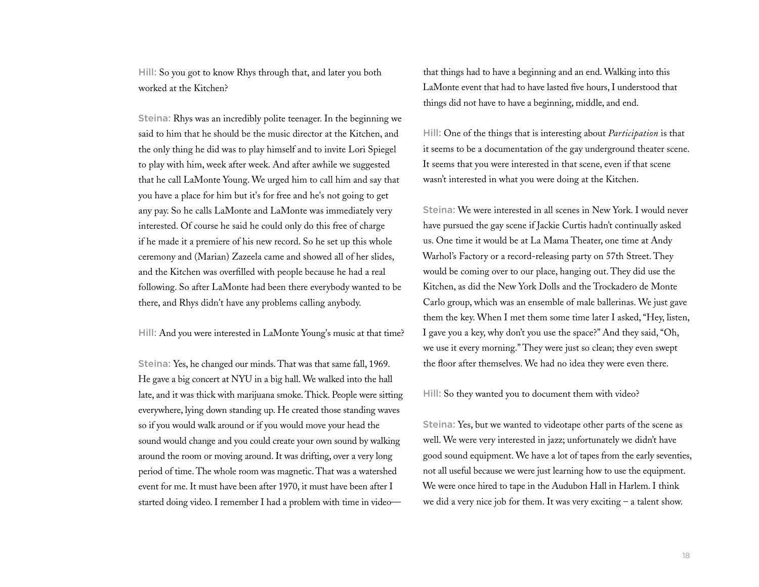**Hill:** So you got to know Rhys through that, and later you both worked at the Kitchen?

**Steina:** Rhys was an incredibly polite teenager. In the beginning we said to him that he should be the music director at the Kitchen, and the only thing he did was to play himself and to invite Lori Spiegel to play with him, week after week. And after awhile we suggested that he call LaMonte Young. We urged him to call him and say that you have a place for him but it's for free and he's not going to get any pay. So he calls LaMonte and LaMonte was immediately very interested. Of course he said he could only do this free of charge if he made it a premiere of his new record. So he set up this whole ceremony and (Marian) Zazeela came and showed all of her slides, and the Kitchen was overfilled with people because he had a real following. So after LaMonte had been there everybody wanted to be there, and Rhys didn't have any problems calling anybody.

**Hill:** And you were interested in LaMonte Young's music at that time?

**Steina:** Yes, he changed our minds. That was that same fall, 1969. He gave a big concert at NYU in a big hall. We walked into the hall late, and it was thick with marijuana smoke. Thick. People were sitting everywhere, lying down standing up. He created those standing waves so if you would walk around or if you would move your head the sound would change and you could create your own sound by walking around the room or moving around. It was drifting, over a very long period of time. The whole room was magnetic. That was a watershed event for me. It must have been after 1970, it must have been after I started doing video. I remember I had a problem with time in video—that things had to have a beginning and an end. Walking into this LaMonte event that had to have lasted five hours, I understood that things did not have to have a beginning, middle, and end.

**Hill:** One of the things that is interesting about *Participation* is that it seems to be a documentation of the gay underground theater scene. It seems that you were interested in that scene, even if that scene wasn't interested in what you were doing at the Kitchen.

**Steina:** We were interested in all scenes in New York. I would never have pursued the gay scene if Jackie Curtis hadn't continually asked us. One time it would be at La Mama Theater, one time at Andy Warhol's Factory or a record-releasing party on 57th Street. They would be coming over to our place, hanging out. They did use the Kitchen, as did the New York Dolls and the Trockadero de Monte Carlo group, which was an ensemble of male ballerinas. We just gave them the key. When I met them some time later I asked, "Hey, listen, I gave you a key, why don't you use the space?" And they said, "Oh, we use it every morning." They were just so clean; they even swept the floor after themselves. We had no idea they were even there.

**Hill:** So they wanted you to document them with video?

**Steina:** Yes, but we wanted to videotape other parts of the scene as well. We were very interested in jazz; unfortunately we didn't have good sound equipment. We have a lot of tapes from the early seventies, not all useful because we were just learning how to use the equipment. We were once hired to tape in the Audubon Hall in Harlem. I think we did a very nice job for them. It was very exciting – a talent show.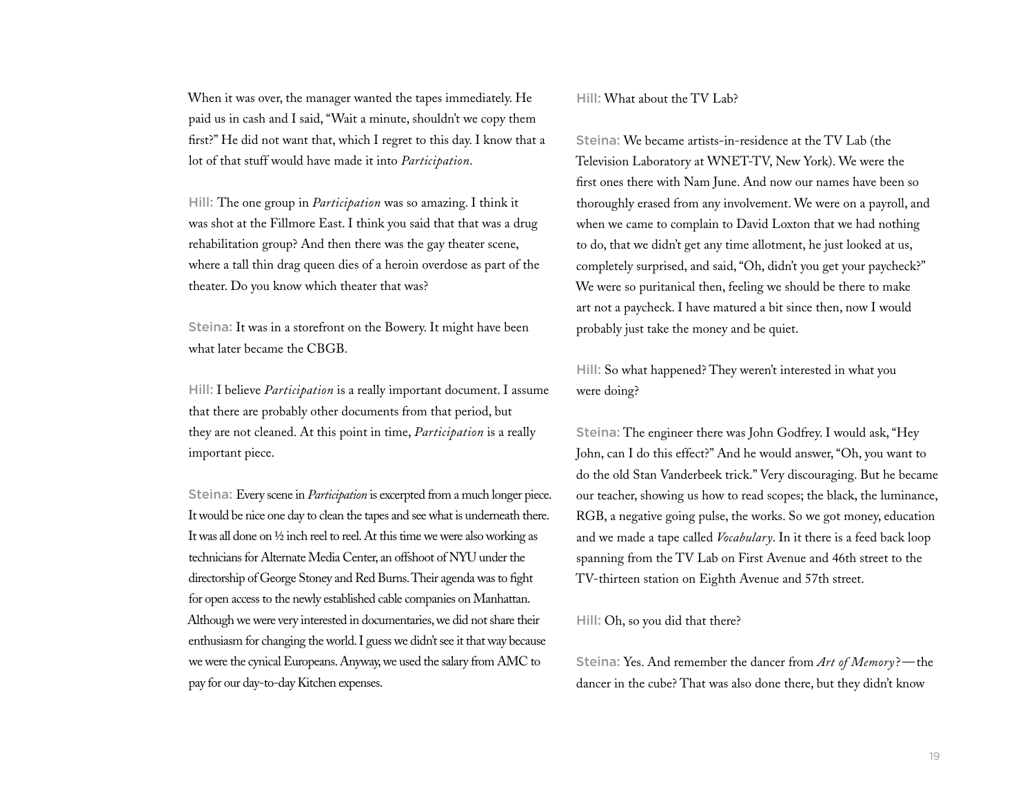When it was over, the manager wanted the tapes immediately. He paid us in cash and I said, "Wait a minute, shouldn't we copy them first?" He did not want that, which I regret to this day. I know that a lot of that stuff would have made it into *Participation*.

**Hill:** The one group in *Participation* was so amazing. I think it was shot at the Fillmore East. I think you said that that was a drug rehabilitation group? And then there was the gay theater scene, where a tall thin drag queen dies of a heroin overdose as part of the theater. Do you know which theater that was?

**Steina:** It was in a storefront on the Bowery. It might have been what later became the CBGB.

**Hill:** I believe *Participation* is a really important document. I assume that there are probably other documents from that period, but they are not cleaned. At this point in time, *Participation* is a really important piece.

**Steina:** Every scene in *Participation* is excerpted from a much longer piece. It would be nice one day to clean the tapes and see what is underneath there. It was all done on ½ inch reel to reel. At this time we were also working as technicians for Alternate Media Center, an offshoot of NYU under the directorship of George Stoney and Red Burns. Their agenda was to fight for open access to the newly established cable companies on Manhattan. Although we were very interested in documentaries, we did not share their enthusiasm for changing the world. I guess we didn't see it that way because we were the cynical Europeans. Anyway, we used the salary from AMC to pay for our day-to-day Kitchen expenses.

**Hill:** What about the TV Lab?

**Steina:** We became artists-in-residence at the TV Lab (the Television Laboratory at WNET-TV, New York). We were the first ones there with Nam June. And now our names have been so thoroughly erased from any involvement. We were on a payroll, and when we came to complain to David Loxton that we had nothing to do, that we didn't get any time allotment, he just looked at us, completely surprised, and said, "Oh, didn't you get your paycheck?" We were so puritanical then, feeling we should be there to make art not a paycheck. I have matured a bit since then, now I would probably just take the money and be quiet.

**Hill:** So what happened? They weren't interested in what you were doing?

**Steina:** The engineer there was John Godfrey. I would ask, "Hey John, can I do this effect?" And he would answer, "Oh, you want to do the old Stan Vanderbeek trick." Very discouraging. But he became our teacher, showing us how to read scopes; the black, the luminance, RGB, a negative going pulse, the works. So we got money, education and we made a tape called *Vocabulary*. In it there is a feed back loop spanning from the TV Lab on First Avenue and 46th street to the TV-thirteen station on Eighth Avenue and 57th street.

**Hill:** Oh, so you did that there?

**Steina:** Yes. And remember the dancer from *Art of Memory*?—the dancer in the cube? That was also done there, but they didn't know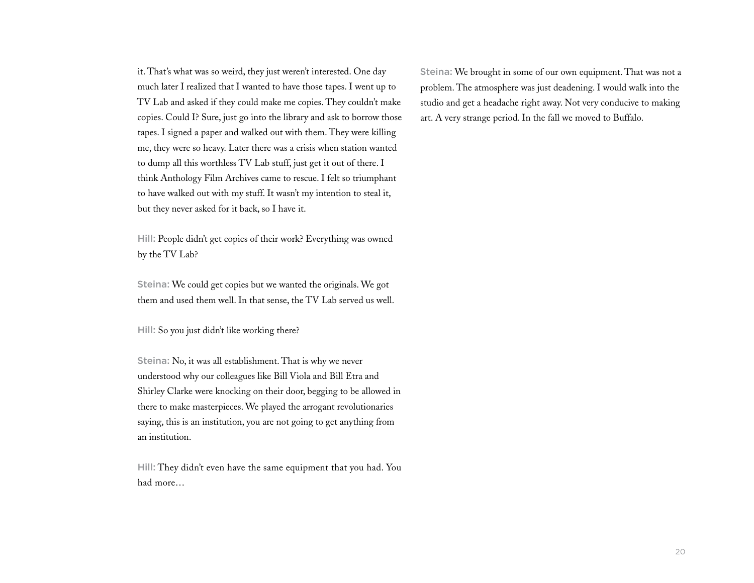it. That's what was so weird, they just weren't interested. One day much later I realized that I wanted to have those tapes. I went up to TV Lab and asked if they could make me copies. They couldn't make copies. Could I? Sure, just go into the library and ask to borrow those tapes. I signed a paper and walked out with them. They were killing me, they were so heavy. Later there was a crisis when station wanted to dump all this worthless TV Lab stuff, just get it out of there. I think Anthology Film Archives came to rescue. I felt so triumphant to have walked out with my stuff. It wasn't my intention to steal it, but they never asked for it back, so I have it.

Hill: People didn't get copies of their work? Everything was owned by the TV Lab?

Steina: We could get copies but we wanted the originals. We got them and used them well. In that sense, the TV Lab served us well.

Hill: So you just didn't like working there?

Steina: No, it was all establishment. That is why we never understood why our colleagues like Bill Viola and Bill Etra and Shirley Clarke were knocking on their door, begging to be allowed in there to make masterpieces. We played the arrogant revolutionaries saying, this is an institution, you are not going to get anything from an institution.

Hill: They didn't even have the same equipment that you had. You had more…

Steina: We brought in some of our own equipment. That was not a problem. The atmosphere was just deadening. I would walk into the studio and get a headache right away. Not very conducive to making art. A very strange period. In the fall we moved to Buffalo.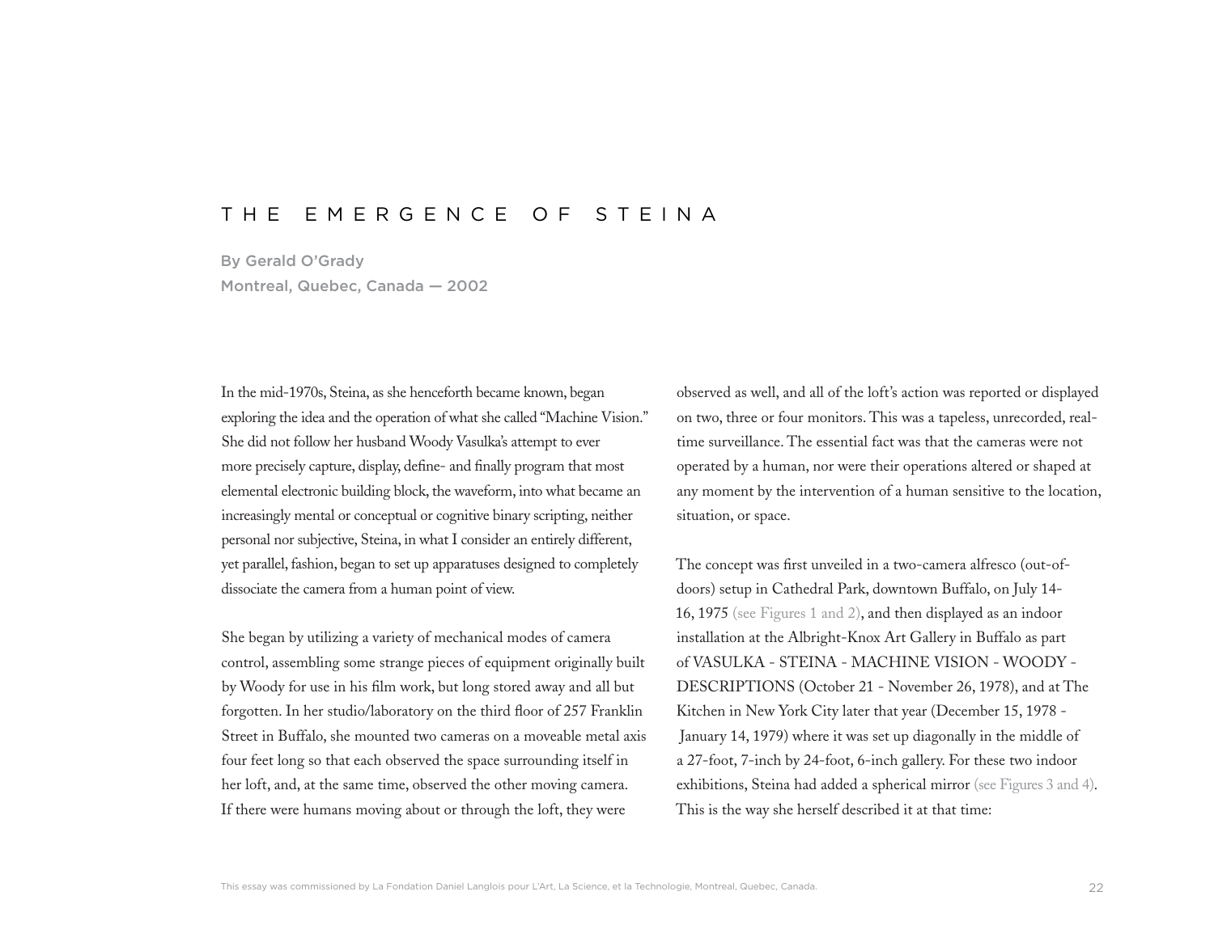# THE EMERGENCE OF STEINA

By Gerald O'Grady
Montreal, Quebec, Canada — 2002

In the mid-1970s, Steina, as she henceforth became known, began exploring the idea and the operation of what she called "Machine Vision." She did not follow her husband Woody Vasulka's attempt to ever more precisely capture, display, define- and finally program that most elemental electronic building block, the waveform, into what became an increasingly mental or conceptual or cognitive binary scripting, neither personal nor subjective, Steina, in what I consider an entirely different, yet parallel, fashion, began to set up apparatuses designed to completely dissociate the camera from a human point of view.

She began by utilizing a variety of mechanical modes of camera control, assembling some strange pieces of equipment originally built by Woody for use in his film work, but long stored away and all but forgotten. In her studio/laboratory on the third floor of 257 Franklin Street in Buffalo, she mounted two cameras on a moveable metal axis four feet long so that each observed the space surrounding itself in her loft, and, at the same time, observed the other moving camera. If there were humans moving about or through the loft, they were observed as well, and all of the loft's action was reported or displayed on two, three or four monitors. This was a tapeless, unrecorded, real-time surveillance. The essential fact was that the cameras were not operated by a human, nor were their operations altered or shaped at any moment by the intervention of a human sensitive to the location, situation, or space.

The concept was first unveiled in a two-camera alfresco (out-of-doors) setup in Cathedral Park, downtown Buffalo, on July 14-16, 1975 (see Figures 1 and 2), and then displayed as an indoor installation at the Albright-Knox Art Gallery in Buffalo as part of VASULKA - STEINA - MACHINE VISION - WOODY - DESCRIPTIONS (October 21 - November 26, 1978), and at The Kitchen in New York City later that year (December 15, 1978 - January 14, 1979) where it was set up diagonally in the middle of a 27-foot, 7-inch by 24-foot, 6-inch gallery. For these two indoor exhibitions, Steina had added a spherical mirror (see Figures 3 and 4). This is the way she herself described it at that time:

This essay was commissioned by La Fondation Daniel Langlois pour L'Art, La Science, et la Technologie, Montreal, Quebec, Canada.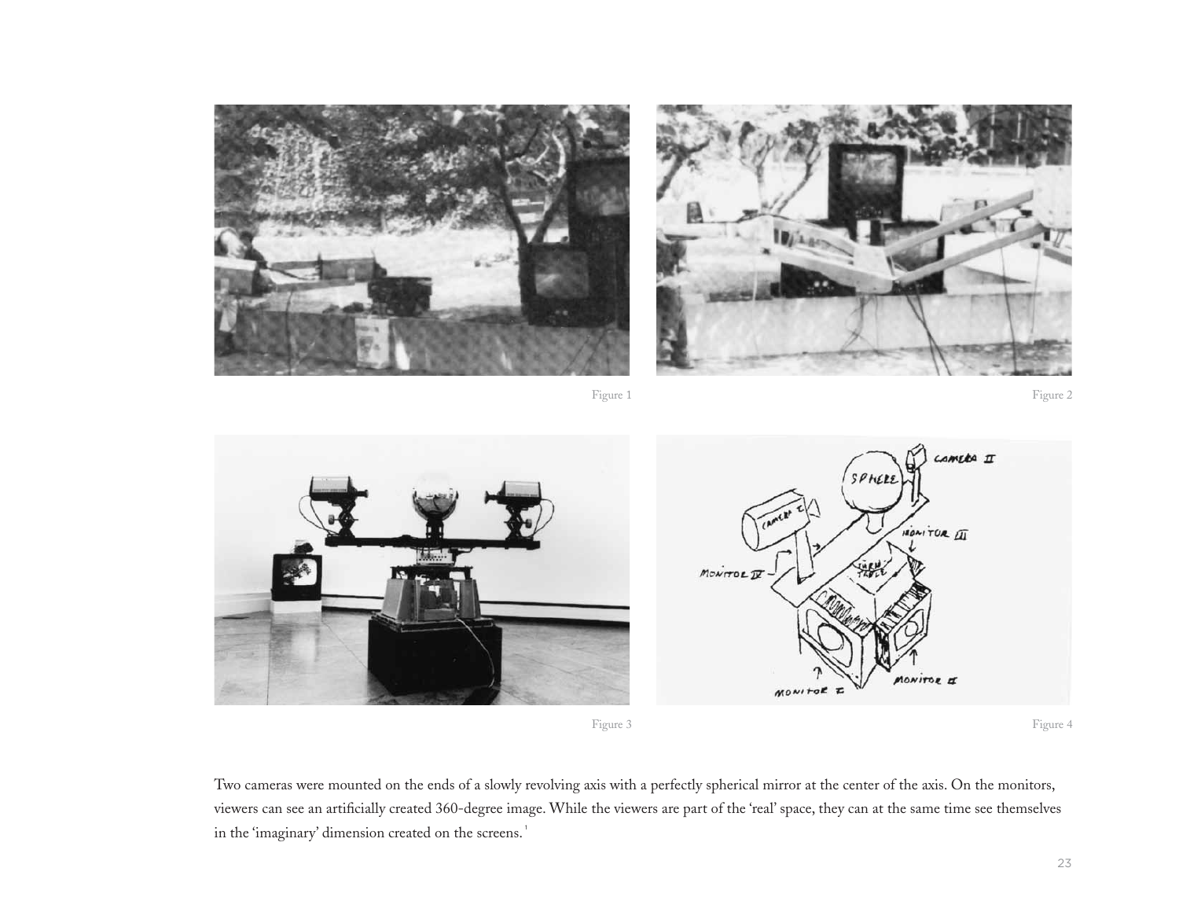Figure 1

Figure 2

Figure 3

Figure 4

Two cameras were mounted on the ends of a slowly revolving axis with a perfectly spherical mirror at the center of the axis. On the monitors, viewers can see an artificially created 360-degree image. While the viewers are part of the 'real' space, they can at the same time see themselves in the 'imaginary' dimension created on the screens.[1]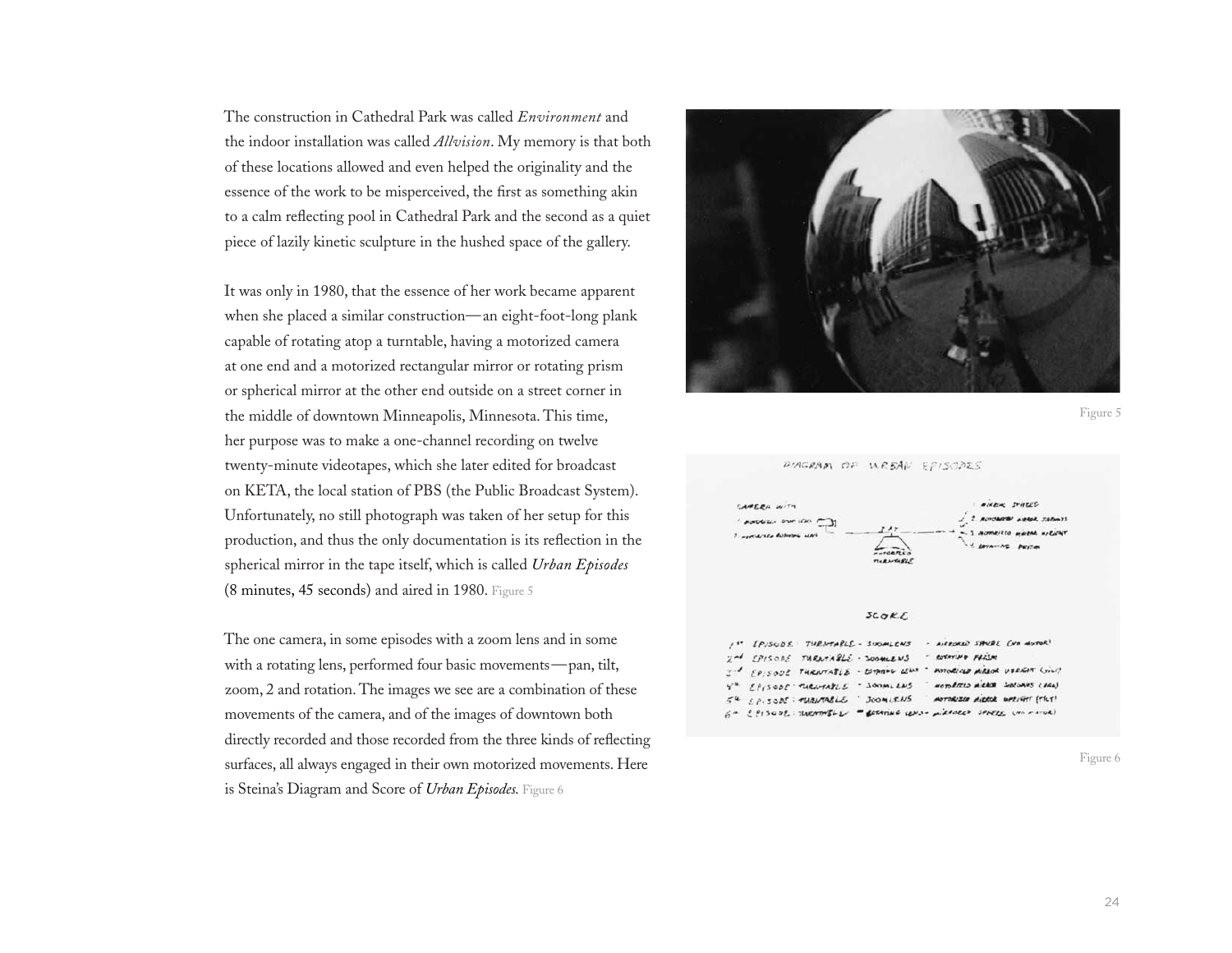The construction in Cathedral Park was called *Environment* and the indoor installation was called *Allvision*. My memory is that both of these locations allowed and even helped the originality and the essence of the work to be misperceived, the first as something akin to a calm reflecting pool in Cathedral Park and the second as a quiet piece of lazily kinetic sculpture in the hushed space of the gallery.

It was only in 1980, that the essence of her work became apparent when she placed a similar construction—an eight-foot-long plank capable of rotating atop a turntable, having a motorized camera at one end and a motorized rectangular mirror or rotating prism or spherical mirror at the other end outside on a street corner in the middle of downtown Minneapolis, Minnesota. This time, her purpose was to make a one-channel recording on twelve twenty-minute videotapes, which she later edited for broadcast on KETA, the local station of PBS (the Public Broadcast System). Unfortunately, no still photograph was taken of her setup for this production, and thus the only documentation is its reflection in the spherical mirror in the tape itself, which is called *Urban Episodes* (8 minutes, 45 seconds) and aired in 1980. Figure 5

Figure 5

The one camera, in some episodes with a zoom lens and in some with a rotating lens, performed four basic movements—pan, tilt, zoom, 2 and rotation. The images we see are a combination of these movements of the camera, and of the images of downtown both directly recorded and those recorded from the three kinds of reflecting surfaces, all always engaged in their own motorized movements. Here is Steina's Diagram and Score of *Urban Episodes*. Figure 6

Figure 6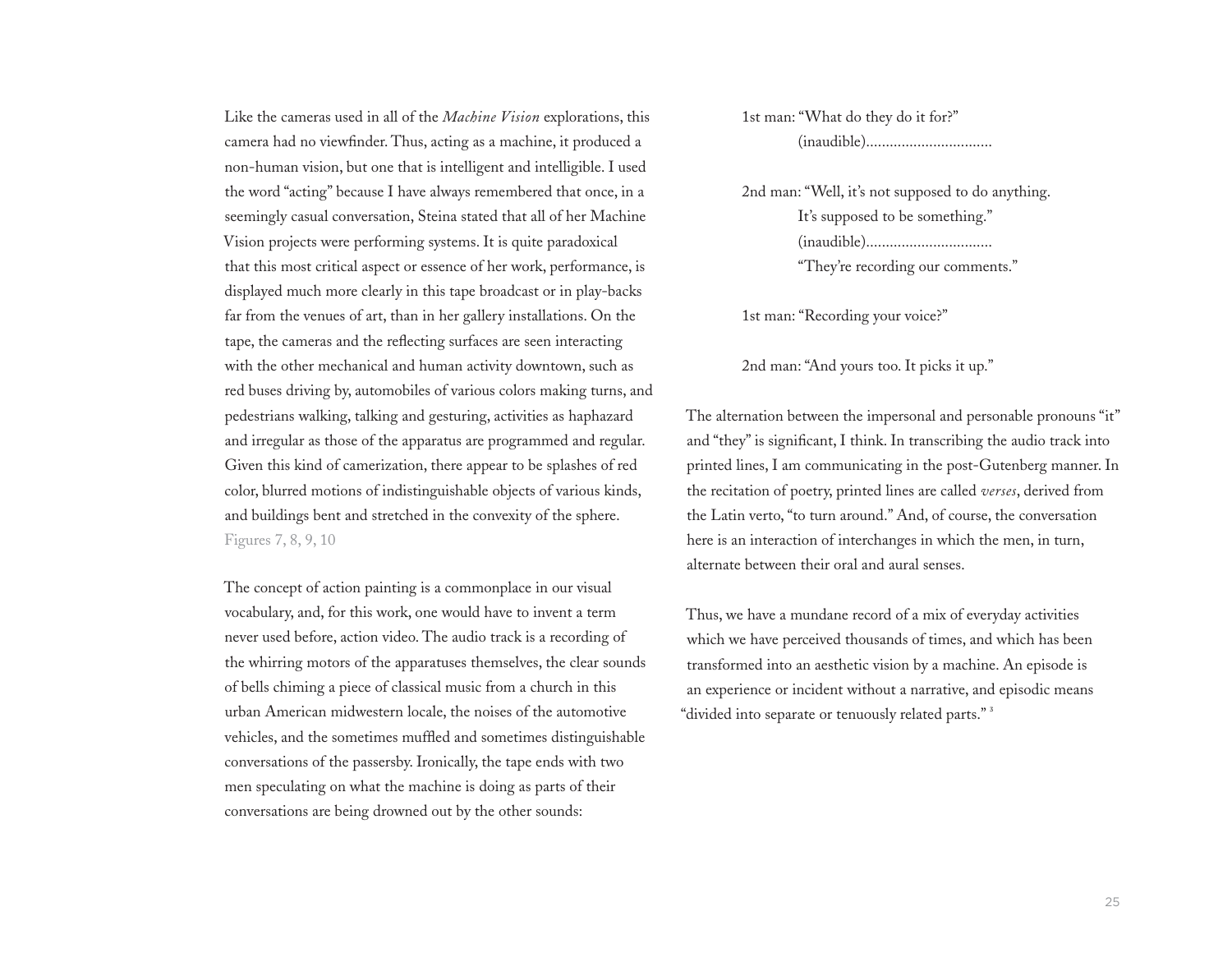Like the cameras used in all of the *Machine Vision* explorations, this camera had no viewfinder. Thus, acting as a machine, it produced a non-human vision, but one that is intelligent and intelligible. I used the word "acting" because I have always remembered that once, in a seemingly casual conversation, Steina stated that all of her Machine Vision projects were performing systems. It is quite paradoxical that this most critical aspect or essence of her work, performance, is displayed much more clearly in this tape broadcast or in play-backs far from the venues of art, than in her gallery installations. On the tape, the cameras and the reflecting surfaces are seen interacting with the other mechanical and human activity downtown, such as red buses driving by, automobiles of various colors making turns, and pedestrians walking, talking and gesturing, activities as haphazard and irregular as those of the apparatus are programmed and regular. Given this kind of camerization, there appear to be splashes of red color, blurred motions of indistinguishable objects of various kinds, and buildings bent and stretched in the convexity of the sphere. Figures 7, 8, 9, 10

The concept of action painting is a commonplace in our visual vocabulary, and, for this work, one would have to invent a term never used before, action video. The audio track is a recording of the whirring motors of the apparatuses themselves, the clear sounds of bells chiming a piece of classical music from a church in this urban American midwestern locale, the noises of the automotive vehicles, and the sometimes muffled and sometimes distinguishable conversations of the passersby. Ironically, the tape ends with two men speculating on what the machine is doing as parts of their conversations are being drowned out by the other sounds:

> 1st man: "What do they do it for?"
> (inaudible)................................
>
> 2nd man: "Well, it's not supposed to do anything.
> It's supposed to be something."
> (inaudible)................................
> "They're recording our comments."
>
> 1st man: "Recording your voice?"
>
> 2nd man: "And yours too. It picks it up."

The alternation between the impersonal and personable pronouns "it" and "they" is significant, I think. In transcribing the audio track into printed lines, I am communicating in the post-Gutenberg manner. In the recitation of poetry, printed lines are called *verses*, derived from the Latin verto, "to turn around." And, of course, the conversation here is an interaction of interchanges in which the men, in turn, alternate between their oral and aural senses.

Thus, we have a mundane record of a mix of everyday activities which we have perceived thousands of times, and which has been transformed into an aesthetic vision by a machine. An episode is an experience or incident without a narrative, and episodic means "divided into separate or tenuously related parts." [3]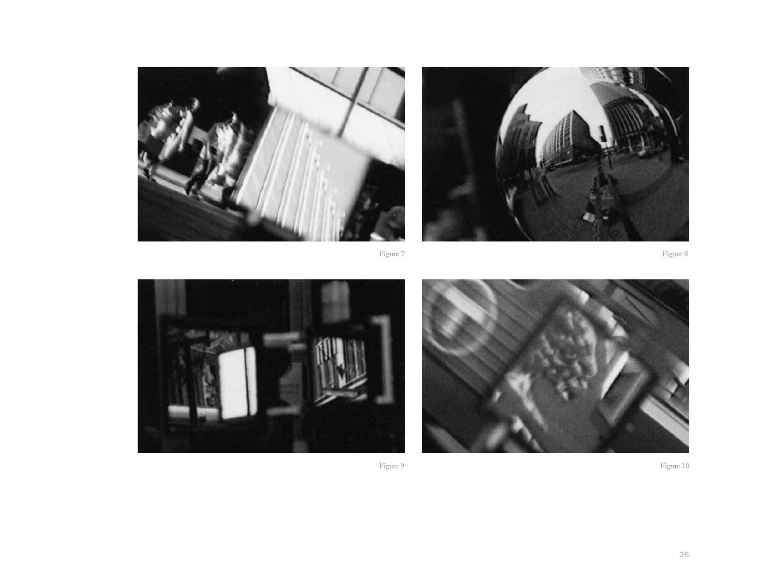Figure 7

Figure 8

Figure 9

Figure 10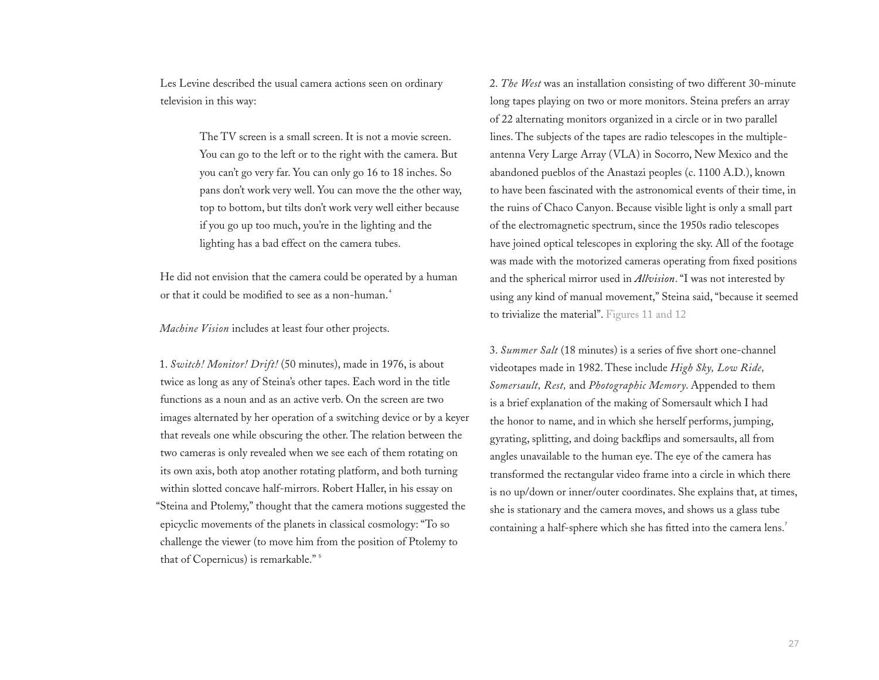Les Levine described the usual camera actions seen on ordinary television in this way:

> The TV screen is a small screen. It is not a movie screen. You can go to the left or to the right with the camera. But you can't go very far. You can only go 16 to 18 inches. So pans don't work very well. You can move the the other way, top to bottom, but tilts don't work very well either because if you go up too much, you're in the lighting and the lighting has a bad effect on the camera tubes.

He did not envision that the camera could be operated by a human or that it could be modified to see as a non-human.[4]

*Machine Vision* includes at least four other projects.

1. *Switch! Monitor! Drift!* (50 minutes), made in 1976, is about twice as long as any of Steina's other tapes. Each word in the title functions as a noun and as an active verb. On the screen are two images alternated by her operation of a switching device or by a keyer that reveals one while obscuring the other. The relation between the two cameras is only revealed when we see each of them rotating on its own axis, both atop another rotating platform, and both turning within slotted concave half-mirrors. Robert Haller, in his essay on "Steina and Ptolemy," thought that the camera motions suggested the epicyclic movements of the planets in classical cosmology: "To so challenge the viewer (to move him from the position of Ptolemy to that of Copernicus) is remarkable." [5]

2. *The West* was an installation consisting of two different 30-minute long tapes playing on two or more monitors. Steina prefers an array of 22 alternating monitors organized in a circle or in two parallel lines. The subjects of the tapes are radio telescopes in the multiple-antenna Very Large Array (VLA) in Socorro, New Mexico and the abandoned pueblos of the Anastazi peoples (c. 1100 A.D.), known to have been fascinated with the astronomical events of their time, in the ruins of Chaco Canyon. Because visible light is only a small part of the electromagnetic spectrum, since the 1950s radio telescopes have joined optical telescopes in exploring the sky. All of the footage was made with the motorized cameras operating from fixed positions and the spherical mirror used in ***Allvision***. "I was not interested by using any kind of manual movement," Steina said, "because it seemed to trivialize the material". Figures 11 and 12

3. *Summer Salt* (18 minutes) is a series of five short one-channel videotapes made in 1982. These include *High Sky, Low Ride, Somersault, Rest,* and *Photographic Memory*. Appended to them is a brief explanation of the making of Somersault which I had the honor to name, and in which she herself performs, jumping, gyrating, splitting, and doing backflips and somersaults, all from angles unavailable to the human eye. The eye of the camera has transformed the rectangular video frame into a circle in which there is no up/down or inner/outer coordinates. She explains that, at times, she is stationary and the camera moves, and shows us a glass tube containing a half-sphere which she has fitted into the camera lens.[7]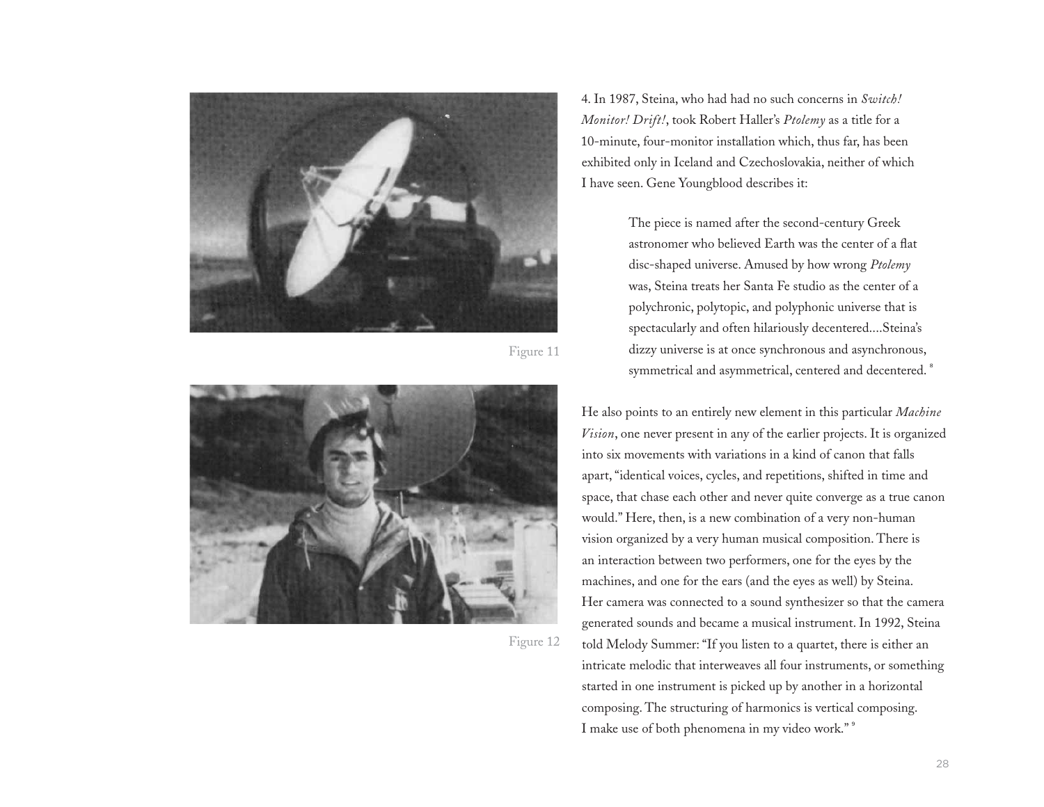Figure 11

Figure 12

4. In 1987, Steina, who had had no such concerns in *Switch! Monitor! Drift!*, took Robert Haller's *Ptolemy* as a title for a 10-minute, four-monitor installation which, thus far, has been exhibited only in Iceland and Czechoslovakia, neither of which I have seen. Gene Youngblood describes it:

> The piece is named after the second-century Greek astronomer who believed Earth was the center of a flat disc-shaped universe. Amused by how wrong *Ptolemy* was, Steina treats her Santa Fe studio as the center of a polychronic, polytopic, and polyphonic universe that is spectacularly and often hilariously decentered....Steina's dizzy universe is at once synchronous and asynchronous, symmetrical and asymmetrical, centered and decentered. [8]

He also points to an entirely new element in this particular *Machine Vision*, one never present in any of the earlier projects. It is organized into six movements with variations in a kind of canon that falls apart, "identical voices, cycles, and repetitions, shifted in time and space, that chase each other and never quite converge as a true canon would." Here, then, is a new combination of a very non-human vision organized by a very human musical composition. There is an interaction between two performers, one for the eyes by the machines, and one for the ears (and the eyes as well) by Steina. Her camera was connected to a sound synthesizer so that the camera generated sounds and became a musical instrument. In 1992, Steina told Melody Summer: "If you listen to a quartet, there is either an intricate melodic that interweaves all four instruments, or something started in one instrument is picked up by another in a horizontal composing. The structuring of harmonics is vertical composing. I make use of both phenomena in my video work." [9]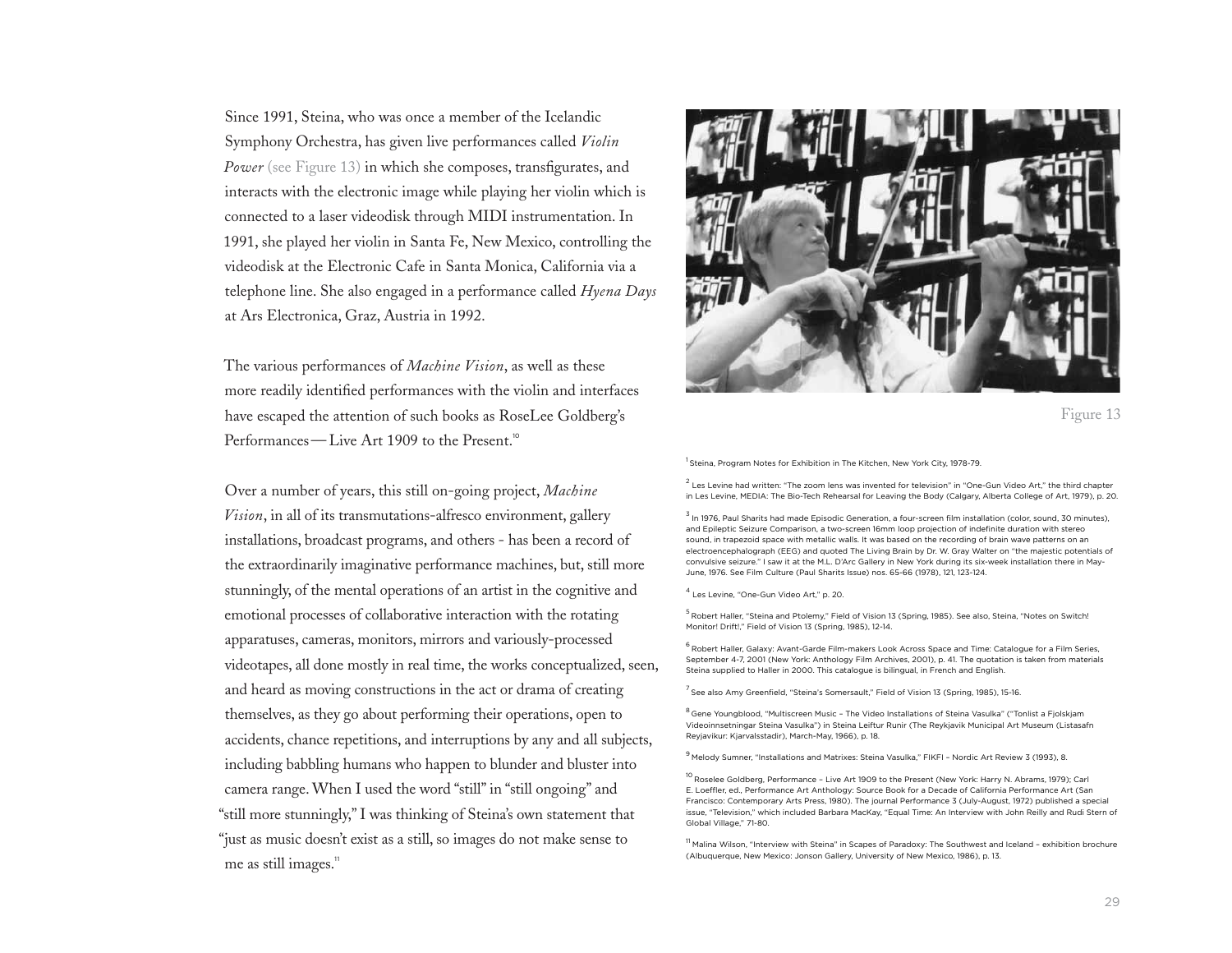Since 1991, Steina, who was once a member of the Icelandic Symphony Orchestra, has given live performances called *Violin Power* (see Figure 13) in which she composes, transfigurates, and interacts with the electronic image while playing her violin which is connected to a laser videodisk through MIDI instrumentation. In 1991, she played her violin in Santa Fe, New Mexico, controlling the videodisk at the Electronic Cafe in Santa Monica, California via a telephone line. She also engaged in a performance called *Hyena Days* at Ars Electronica, Graz, Austria in 1992.

The various performances of *Machine Vision*, as well as these more readily identified performances with the violin and interfaces have escaped the attention of such books as RoseLee Goldberg's Performances — Live Art 1909 to the Present.[10]

Over a number of years, this still on-going project, *Machine Vision*, in all of its transmutations-alfresco environment, gallery installations, broadcast programs, and others - has been a record of the extraordinarily imaginative performance machines, but, still more stunningly, of the mental operations of an artist in the cognitive and emotional processes of collaborative interaction with the rotating apparatuses, cameras, monitors, mirrors and variously-processed videotapes, all done mostly in real time, the works conceptualized, seen, and heard as moving constructions in the act or drama of creating themselves, as they go about performing their operations, open to accidents, chance repetitions, and interruptions by any and all subjects, including babbling humans who happen to blunder and bluster into camera range. When I used the word "still" in "still ongoing" and "still more stunningly," I was thinking of Steina's own statement that "just as music doesn't exist as a still, so images do not make sense to me as still images."[11]

Figure 13

[1] Steina, Program Notes for Exhibition in The Kitchen, New York City, 1978-79.

[2] Les Levine had written: "The zoom lens was invented for television" in "One-Gun Video Art," the third chapter in Les Levine, MEDIA: The Bio-Tech Rehearsal for Leaving the Body (Calgary, Alberta College of Art, 1979), p. 20.

[3] In 1976, Paul Sharits had made Episodic Generation, a four-screen film installation (color, sound, 30 minutes), and Epileptic Seizure Comparison, a two-screen 16mm loop projection of indefinite duration with stereo sound, in trapezoid space with metallic walls. It was based on the recording of brain wave patterns on an electroencephalograph (EEG) and quoted The Living Brain by Dr. W. Gray Walter on "the majestic potentials of convulsive seizure." I saw it at the M.L. D'Arc Gallery in New York during its six-week installation there in May-June, 1976. See Film Culture (Paul Sharits Issue) nos. 65-66 (1978), 121, 123-124.

[4] Les Levine, "One-Gun Video Art," p. 20.

[5] Robert Haller, "Steina and Ptolemy," Field of Vision 13 (Spring, 1985). See also, Steina, "Notes on Switch! Monitor! Drift!," Field of Vision 13 (Spring, 1985), 12-14.

[6] Robert Haller, Galaxy: Avant-Garde Film-makers Look Across Space and Time: Catalogue for a Film Series, September 4-7, 2001 (New York: Anthology Film Archives, 2001), p. 41. The quotation is taken from materials Steina supplied to Haller in 2000. This catalogue is bilingual, in French and English.

[7] See also Amy Greenfield, "Steina's Somersault," Field of Vision 13 (Spring, 1985), 15-16.

[8] Gene Youngblood, "Multiscreen Music – The Video Installations of Steina Vasulka" ("Tonlist a Fjolskjam Videoinnsetningar Steina Vasulka") in Steina Leiftur Runir (The Reykjavik Municipal Art Museum (Listasafn Reyjavikur: Kjarvalsstadir), March-May, 1966), p. 18.

[9] Melody Sumner, "Installations and Matrixes: Steina Vasulka," FIKFI – Nordic Art Review 3 (1993), 8.

[10] Roselee Goldberg, Performance – Live Art 1909 to the Present (New York: Harry N. Abrams, 1979); Carl E. Loeffler, ed., Performance Art Anthology: Source Book for a Decade of California Performance Art (San Francisco: Contemporary Arts Press, 1980). The journal Performance 3 (July-August, 1972) published a special issue, "Television," which included Barbara MacKay, "Equal Time: An Interview with John Reilly and Rudi Stern of Global Village," 71-80.

[11] Malina Wilson, "Interview with Steina" in Scapes of Paradoxy: The Southwest and Iceland – exhibition brochure (Albuquerque, New Mexico: Jonson Gallery, University of New Mexico, 1986), p. 13.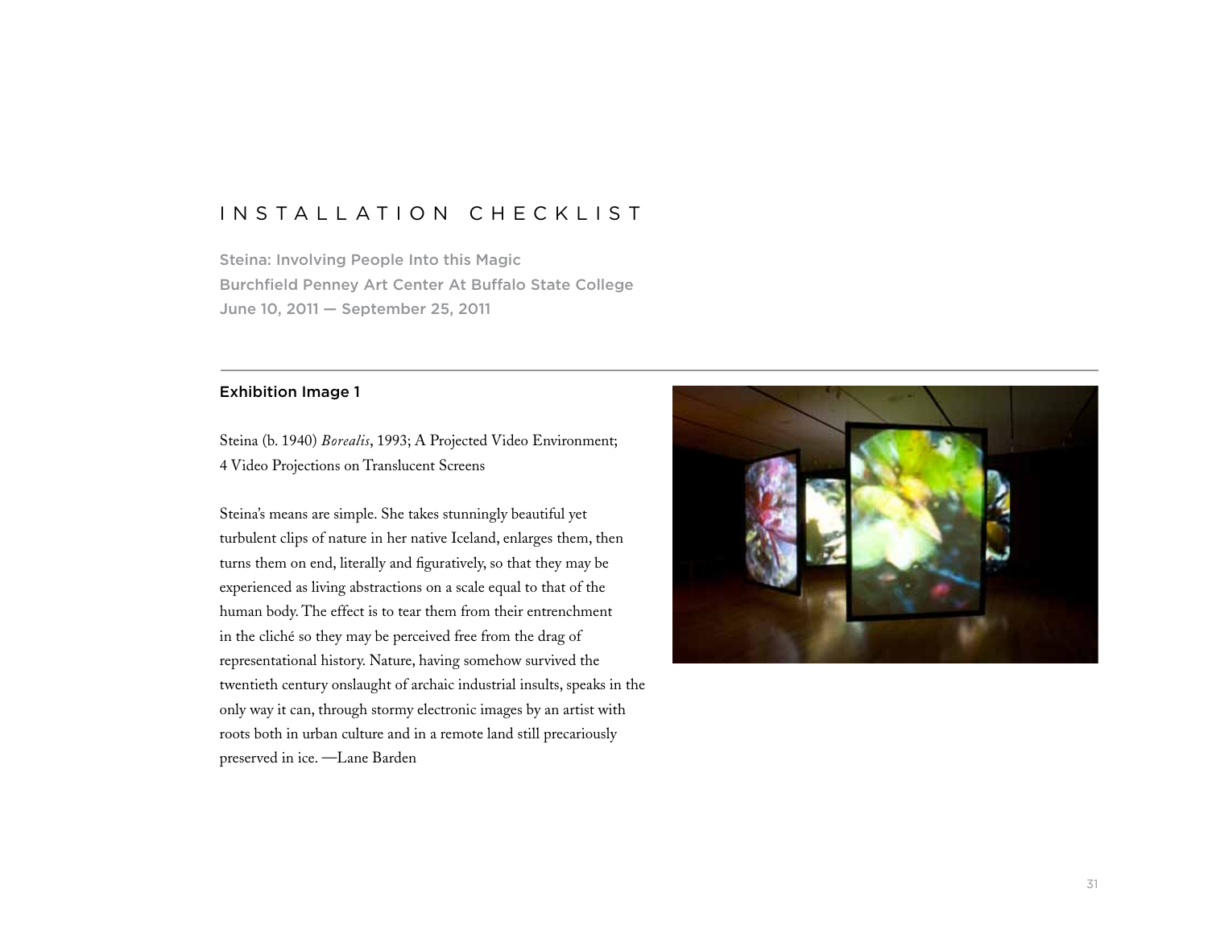# INSTALLATION CHECKLIST

Steina: Involving People Into this Magic
Burchfield Penney Art Center At Buffalo State College
June 10, 2011 — September 25, 2011

---

### Exhibition Image 1

Steina (b. 1940) *Borealis*, 1993; A Projected Video Environment; 4 Video Projections on Translucent Screens

Steina's means are simple. She takes stunningly beautiful yet turbulent clips of nature in her native Iceland, enlarges them, then turns them on end, literally and figuratively, so that they may be experienced as living abstractions on a scale equal to that of the human body. The effect is to tear them from their entrenchment in the cliché so they may be perceived free from the drag of representational history. Nature, having somehow survived the twentieth century onslaught of archaic industrial insults, speaks in the only way it can, through stormy electronic images by an artist with roots both in urban culture and in a remote land still precariously preserved in ice. —Lane Barden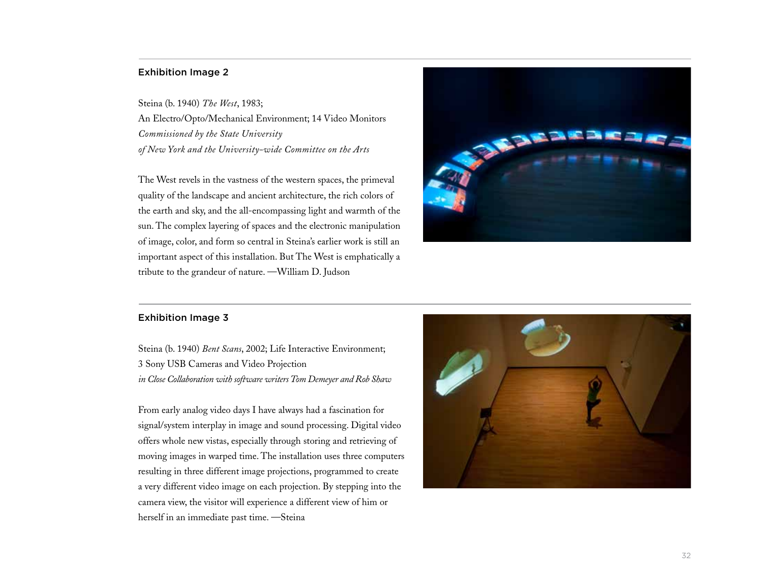## Exhibition Image 2

Steina (b. 1940) *The West*, 1983;
An Electro/Opto/Mechanical Environment; 14 Video Monitors
*Commissioned by the State University*
*of New York and the University-wide Committee on the Arts*

The West revels in the vastness of the western spaces, the primeval quality of the landscape and ancient architecture, the rich colors of the earth and sky, and the all-encompassing light and warmth of the sun. The complex layering of spaces and the electronic manipulation of image, color, and form so central in Steina's earlier work is still an important aspect of this installation. But The West is emphatically a tribute to the grandeur of nature. —William D. Judson

## Exhibition Image 3

Steina (b. 1940) *Bent Scans*, 2002; Life Interactive Environment;
3 Sony USB Cameras and Video Projection
*in Close Collaboration with software writers Tom Demeyer and Rob Shaw*

From early analog video days I have always had a fascination for signal/system interplay in image and sound processing. Digital video offers whole new vistas, especially through storing and retrieving of moving images in warped time. The installation uses three computers resulting in three different image projections, programmed to create a very different video image on each projection. By stepping into the camera view, the visitor will experience a different view of him or herself in an immediate past time. —Steina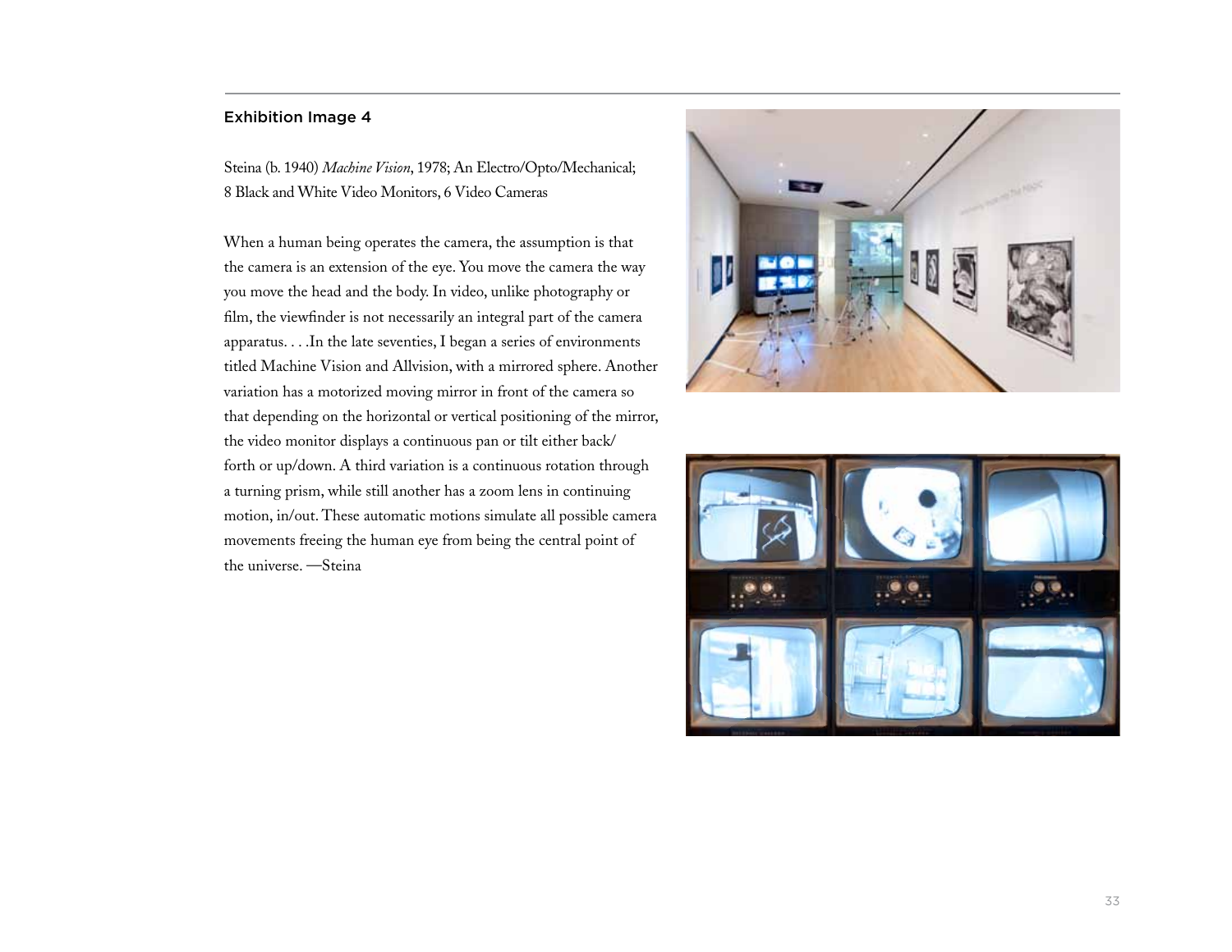## Exhibition Image 4

Steina (b. 1940) *Machine Vision*, 1978; An Electro/Opto/Mechanical; 8 Black and White Video Monitors, 6 Video Cameras

When a human being operates the camera, the assumption is that the camera is an extension of the eye. You move the camera the way you move the head and the body. In video, unlike photography or film, the viewfinder is not necessarily an integral part of the camera apparatus. . . .In the late seventies, I began a series of environments titled Machine Vision and Allvision, with a mirrored sphere. Another variation has a motorized moving mirror in front of the camera so that depending on the horizontal or vertical positioning of the mirror, the video monitor displays a continuous pan or tilt either back/forth or up/down. A third variation is a continuous rotation through a turning prism, while still another has a zoom lens in continuing motion, in/out. These automatic motions simulate all possible camera movements freeing the human eye from being the central point of the universe. —Steina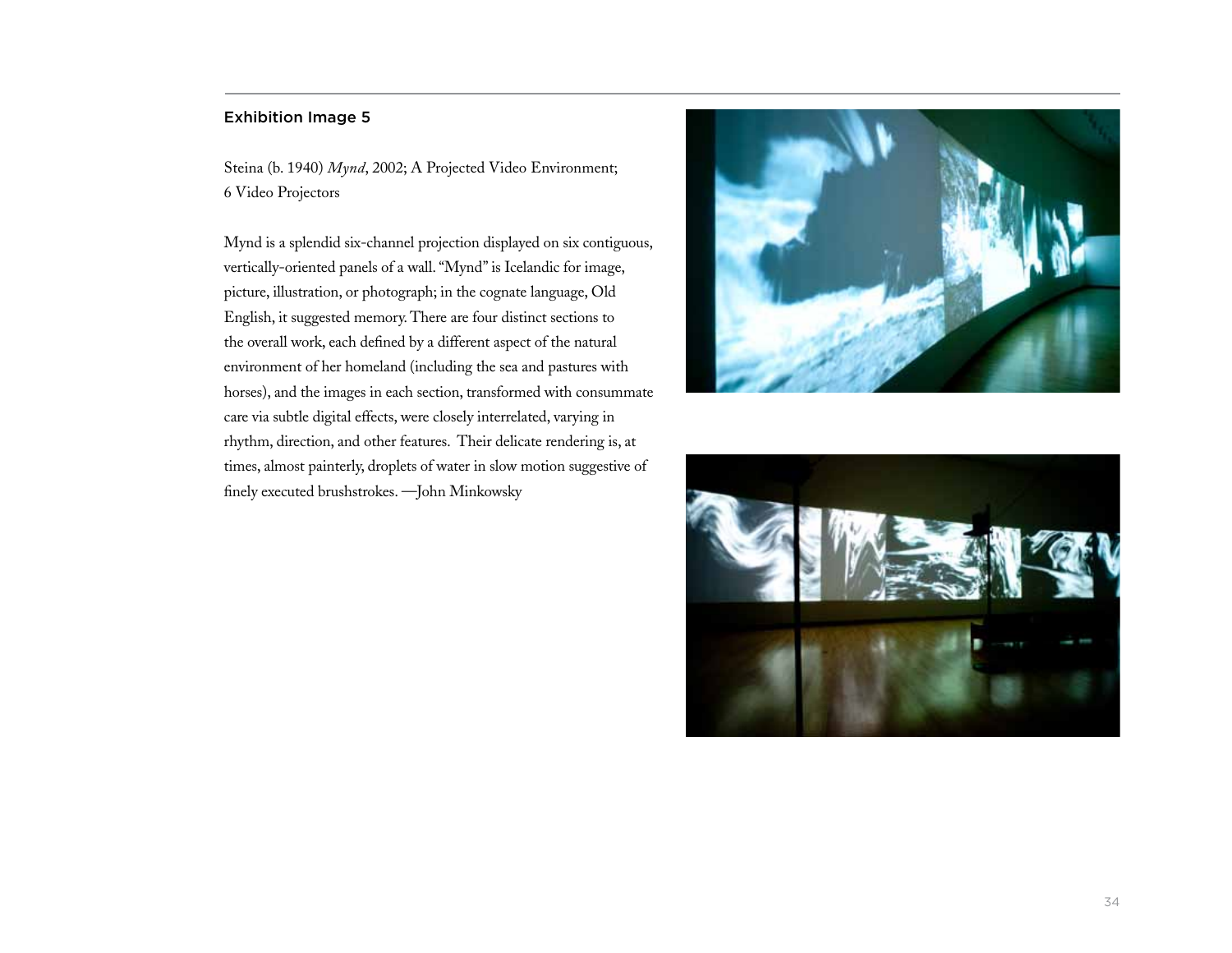## Exhibition Image 5

Steina (b. 1940) *Mynd*, 2002; A Projected Video Environment; 6 Video Projectors

Mynd is a splendid six-channel projection displayed on six contiguous, vertically-oriented panels of a wall. "Mynd" is Icelandic for image, picture, illustration, or photograph; in the cognate language, Old English, it suggested memory. There are four distinct sections to the overall work, each defined by a different aspect of the natural environment of her homeland (including the sea and pastures with horses), and the images in each section, transformed with consummate care via subtle digital effects, were closely interrelated, varying in rhythm, direction, and other features. Their delicate rendering is, at times, almost painterly, droplets of water in slow motion suggestive of finely executed brushstrokes. —John Minkowsky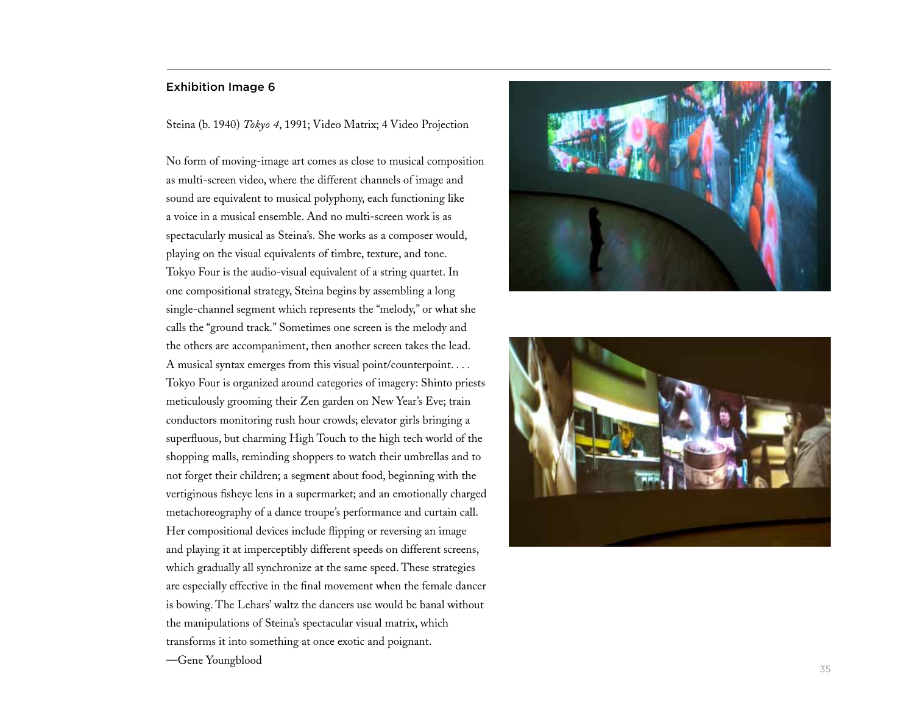### Exhibition Image 6

Steina (b. 1940) *Tokyo 4*, 1991; Video Matrix; 4 Video Projection

No form of moving-image art comes as close to musical composition as multi-screen video, where the different channels of image and sound are equivalent to musical polyphony, each functioning like a voice in a musical ensemble. And no multi-screen work is as spectacularly musical as Steina's. She works as a composer would, playing on the visual equivalents of timbre, texture, and tone. Tokyo Four is the audio-visual equivalent of a string quartet. In one compositional strategy, Steina begins by assembling a long single-channel segment which represents the "melody," or what she calls the "ground track." Sometimes one screen is the melody and the others are accompaniment, then another screen takes the lead. A musical syntax emerges from this visual point/counterpoint. . . . Tokyo Four is organized around categories of imagery: Shinto priests meticulously grooming their Zen garden on New Year's Eve; train conductors monitoring rush hour crowds; elevator girls bringing a superfluous, but charming High Touch to the high tech world of the shopping malls, reminding shoppers to watch their umbrellas and to not forget their children; a segment about food, beginning with the vertiginous fisheye lens in a supermarket; and an emotionally charged metachoreography of a dance troupe's performance and curtain call. Her compositional devices include flipping or reversing an image and playing it at imperceptibly different speeds on different screens, which gradually all synchronize at the same speed. These strategies are especially effective in the final movement when the female dancer is bowing. The Lehars' waltz the dancers use would be banal without the manipulations of Steina's spectacular visual matrix, which transforms it into something at once exotic and poignant.

—Gene Youngblood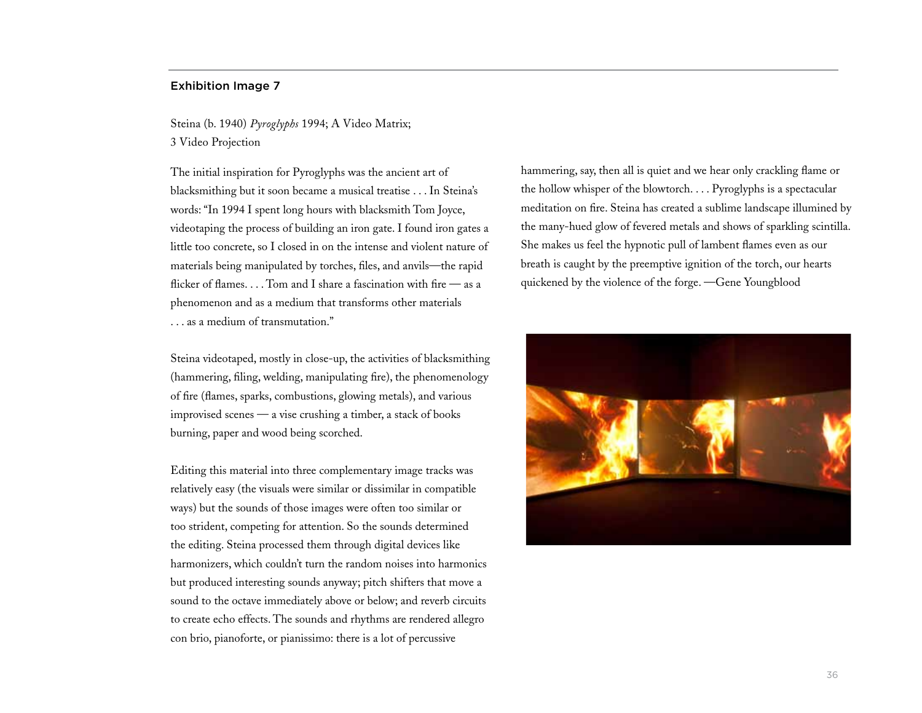## Exhibition Image 7

Steina (b. 1940) *Pyroglyphs* 1994; A Video Matrix;
3 Video Projection

The initial inspiration for Pyroglyphs was the ancient art of blacksmithing but it soon became a musical treatise . . . In Steina's words: "In 1994 I spent long hours with blacksmith Tom Joyce, videotaping the process of building an iron gate. I found iron gates a little too concrete, so I closed in on the intense and violent nature of materials being manipulated by torches, files, and anvils—the rapid flicker of flames. . . . Tom and I share a fascination with fire — as a phenomenon and as a medium that transforms other materials . . . as a medium of transmutation."

Steina videotaped, mostly in close-up, the activities of blacksmithing (hammering, filing, welding, manipulating fire), the phenomenology of fire (flames, sparks, combustions, glowing metals), and various improvised scenes — a vise crushing a timber, a stack of books burning, paper and wood being scorched.

Editing this material into three complementary image tracks was relatively easy (the visuals were similar or dissimilar in compatible ways) but the sounds of those images were often too similar or too strident, competing for attention. So the sounds determined the editing. Steina processed them through digital devices like harmonizers, which couldn't turn the random noises into harmonics but produced interesting sounds anyway; pitch shifters that move a sound to the octave immediately above or below; and reverb circuits to create echo effects. The sounds and rhythms are rendered allegro con brio, pianoforte, or pianissimo: there is a lot of percussive hammering, say, then all is quiet and we hear only crackling flame or the hollow whisper of the blowtorch. . . . Pyroglyphs is a spectacular meditation on fire. Steina has created a sublime landscape illumined by the many-hued glow of fevered metals and shows of sparkling scintilla. She makes us feel the hypnotic pull of lambent flames even as our breath is caught by the preemptive ignition of the torch, our hearts quickened by the violence of the forge. —Gene Youngblood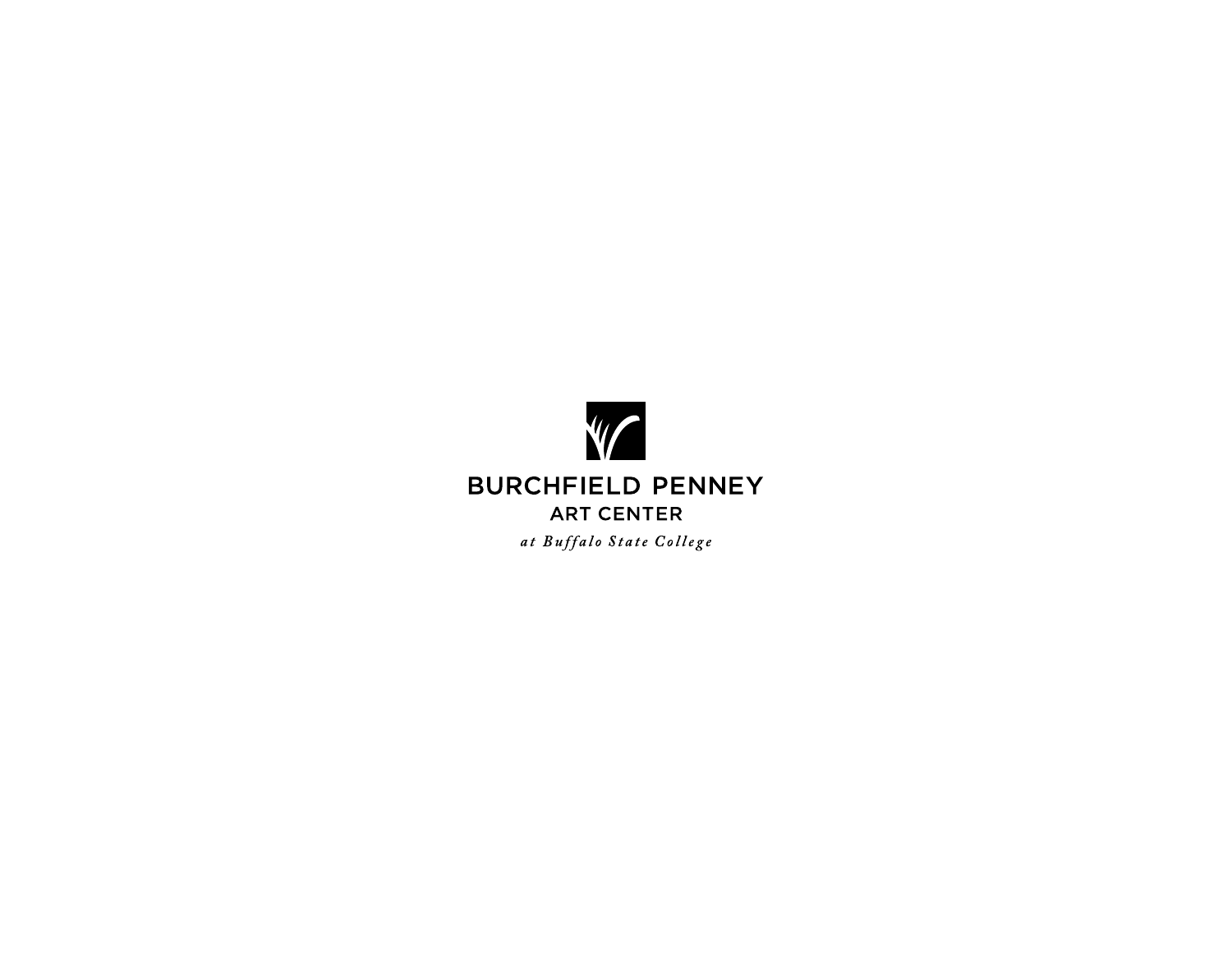BURCHFIELD PENNEY
ART CENTER
*at Buffalo State College*